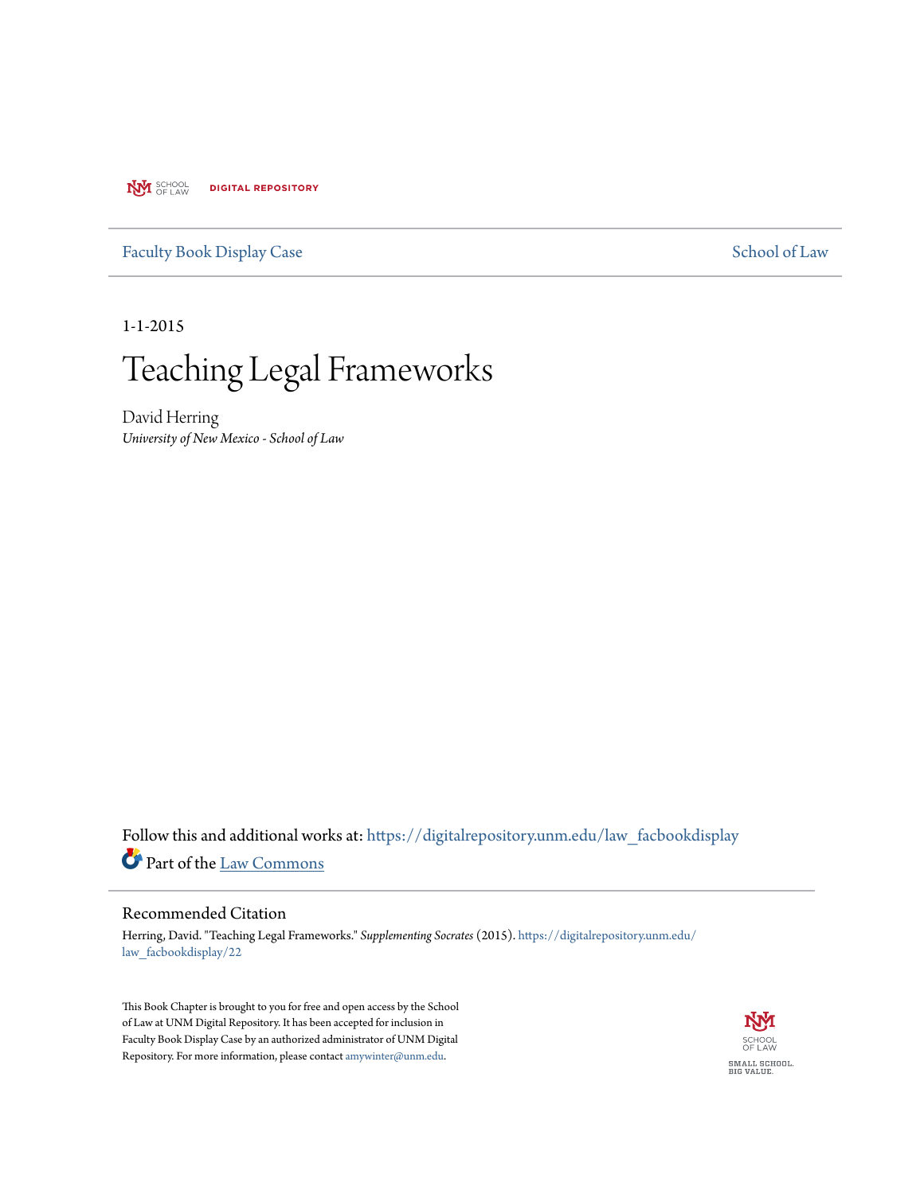UNM SCHOOL OF LAW DIGITAL REPOSITORY

Faculty Book Display Case | School of Law

1-1-2015

# Teaching Legal Frameworks

David Herring
*University of New Mexico - School of Law*

Follow this and additional works at: https://digitalrepository.unm.edu/law_facbookdisplay

Part of the Law Commons

## Recommended Citation

Herring, David. "Teaching Legal Frameworks." *Supplementing Socrates* (2015). https://digitalrepository.unm.edu/law_facbookdisplay/22

This Book Chapter is brought to you for free and open access by the School of Law at UNM Digital Repository. It has been accepted for inclusion in Faculty Book Display Case by an authorized administrator of UNM Digital Repository. For more information, please contact amywinter@unm.edu.

SCHOOL OF LAW
SMALL SCHOOL. BIG VALUE.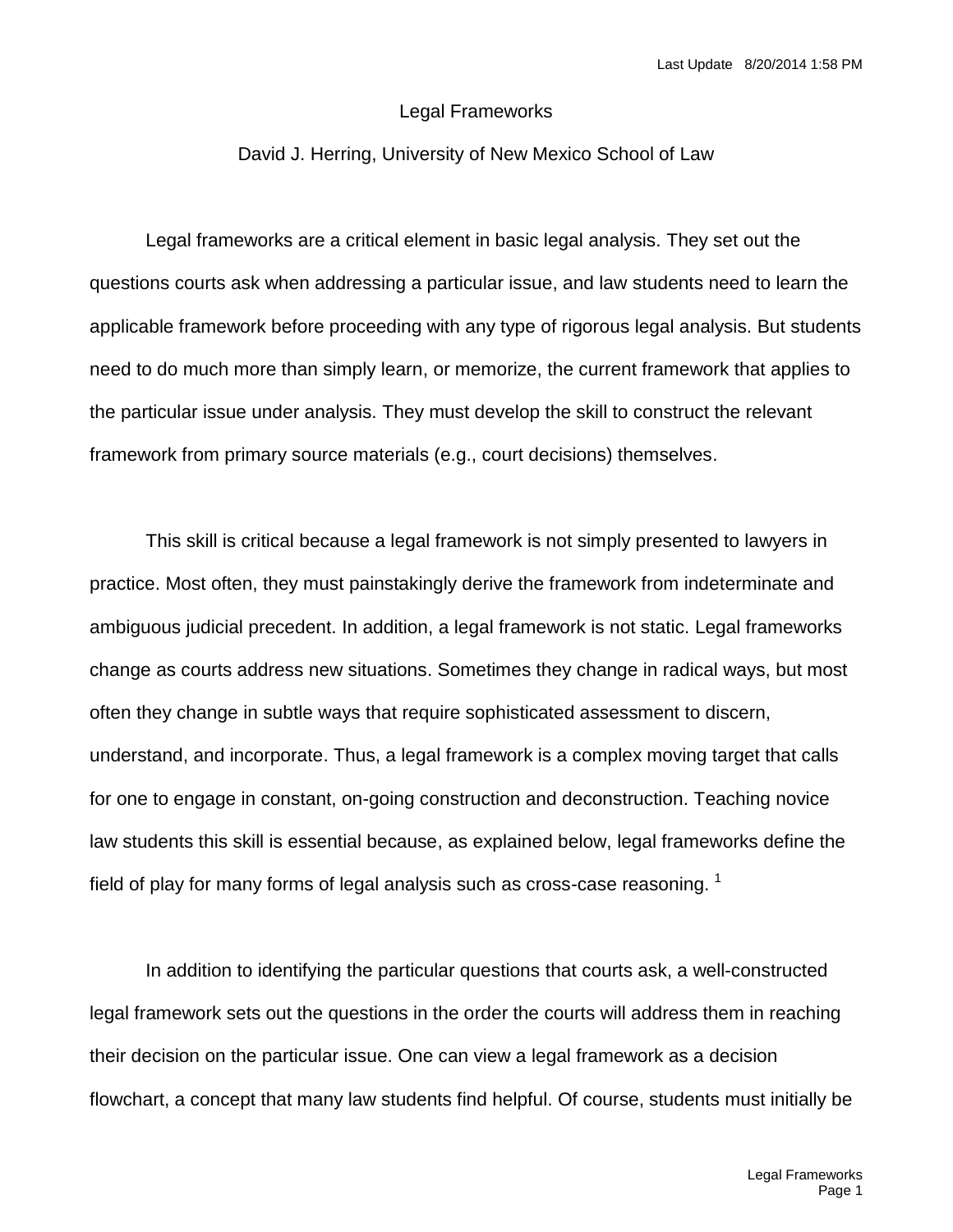Legal Frameworks

David J. Herring, University of New Mexico School of Law

Legal frameworks are a critical element in basic legal analysis. They set out the questions courts ask when addressing a particular issue, and law students need to learn the applicable framework before proceeding with any type of rigorous legal analysis. But students need to do much more than simply learn, or memorize, the current framework that applies to the particular issue under analysis. They must develop the skill to construct the relevant framework from primary source materials (e.g., court decisions) themselves.

This skill is critical because a legal framework is not simply presented to lawyers in practice. Most often, they must painstakingly derive the framework from indeterminate and ambiguous judicial precedent. In addition, a legal framework is not static. Legal frameworks change as courts address new situations. Sometimes they change in radical ways, but most often they change in subtle ways that require sophisticated assessment to discern, understand, and incorporate. Thus, a legal framework is a complex moving target that calls for one to engage in constant, on-going construction and deconstruction. Teaching novice law students this skill is essential because, as explained below, legal frameworks define the field of play for many forms of legal analysis such as cross-case reasoning. [1]

In addition to identifying the particular questions that courts ask, a well-constructed legal framework sets out the questions in the order the courts will address them in reaching their decision on the particular issue. One can view a legal framework as a decision flowchart, a concept that many law students find helpful. Of course, students must initially be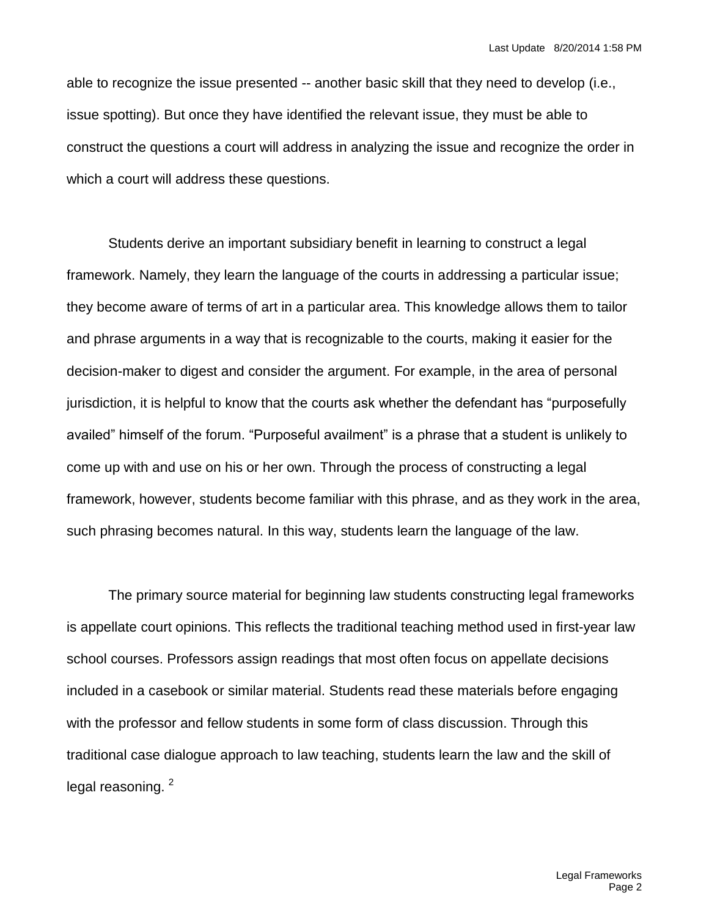able to recognize the issue presented -- another basic skill that they need to develop (i.e., issue spotting). But once they have identified the relevant issue, they must be able to construct the questions a court will address in analyzing the issue and recognize the order in which a court will address these questions.

Students derive an important subsidiary benefit in learning to construct a legal framework. Namely, they learn the language of the courts in addressing a particular issue; they become aware of terms of art in a particular area. This knowledge allows them to tailor and phrase arguments in a way that is recognizable to the courts, making it easier for the decision-maker to digest and consider the argument. For example, in the area of personal jurisdiction, it is helpful to know that the courts ask whether the defendant has "purposefully availed" himself of the forum. "Purposeful availment" is a phrase that a student is unlikely to come up with and use on his or her own. Through the process of constructing a legal framework, however, students become familiar with this phrase, and as they work in the area, such phrasing becomes natural. In this way, students learn the language of the law.

The primary source material for beginning law students constructing legal frameworks is appellate court opinions. This reflects the traditional teaching method used in first-year law school courses. Professors assign readings that most often focus on appellate decisions included in a casebook or similar material. Students read these materials before engaging with the professor and fellow students in some form of class discussion. Through this traditional case dialogue approach to law teaching, students learn the law and the skill of legal reasoning. [2]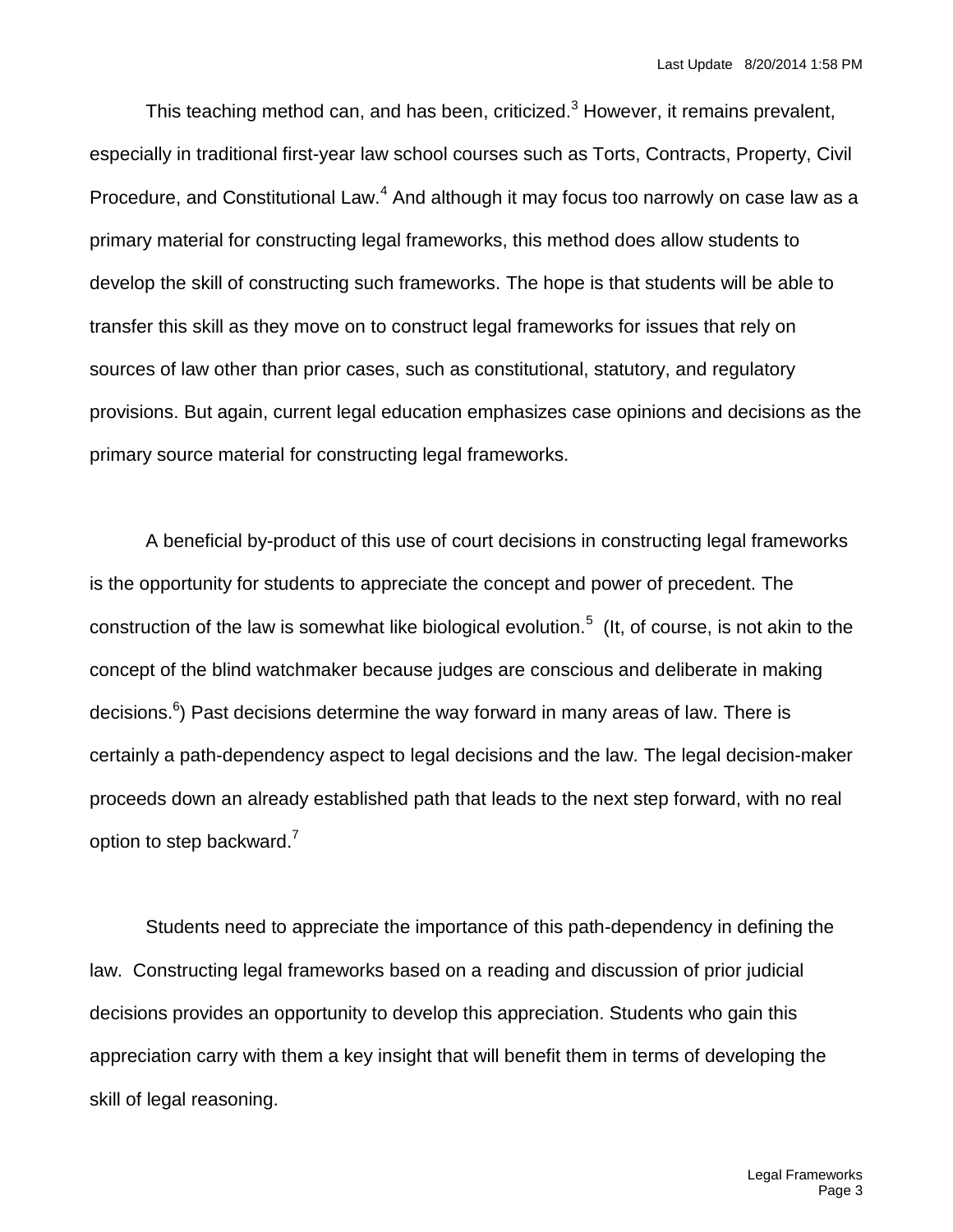This teaching method can, and has been, criticized.[3] However, it remains prevalent, especially in traditional first-year law school courses such as Torts, Contracts, Property, Civil Procedure, and Constitutional Law.[4] And although it may focus too narrowly on case law as a primary material for constructing legal frameworks, this method does allow students to develop the skill of constructing such frameworks. The hope is that students will be able to transfer this skill as they move on to construct legal frameworks for issues that rely on sources of law other than prior cases, such as constitutional, statutory, and regulatory provisions. But again, current legal education emphasizes case opinions and decisions as the primary source material for constructing legal frameworks.

A beneficial by-product of this use of court decisions in constructing legal frameworks is the opportunity for students to appreciate the concept and power of precedent. The construction of the law is somewhat like biological evolution.[5] (It, of course, is not akin to the concept of the blind watchmaker because judges are conscious and deliberate in making decisions.[6]) Past decisions determine the way forward in many areas of law. There is certainly a path-dependency aspect to legal decisions and the law. The legal decision-maker proceeds down an already established path that leads to the next step forward, with no real option to step backward.[7]

Students need to appreciate the importance of this path-dependency in defining the law. Constructing legal frameworks based on a reading and discussion of prior judicial decisions provides an opportunity to develop this appreciation. Students who gain this appreciation carry with them a key insight that will benefit them in terms of developing the skill of legal reasoning.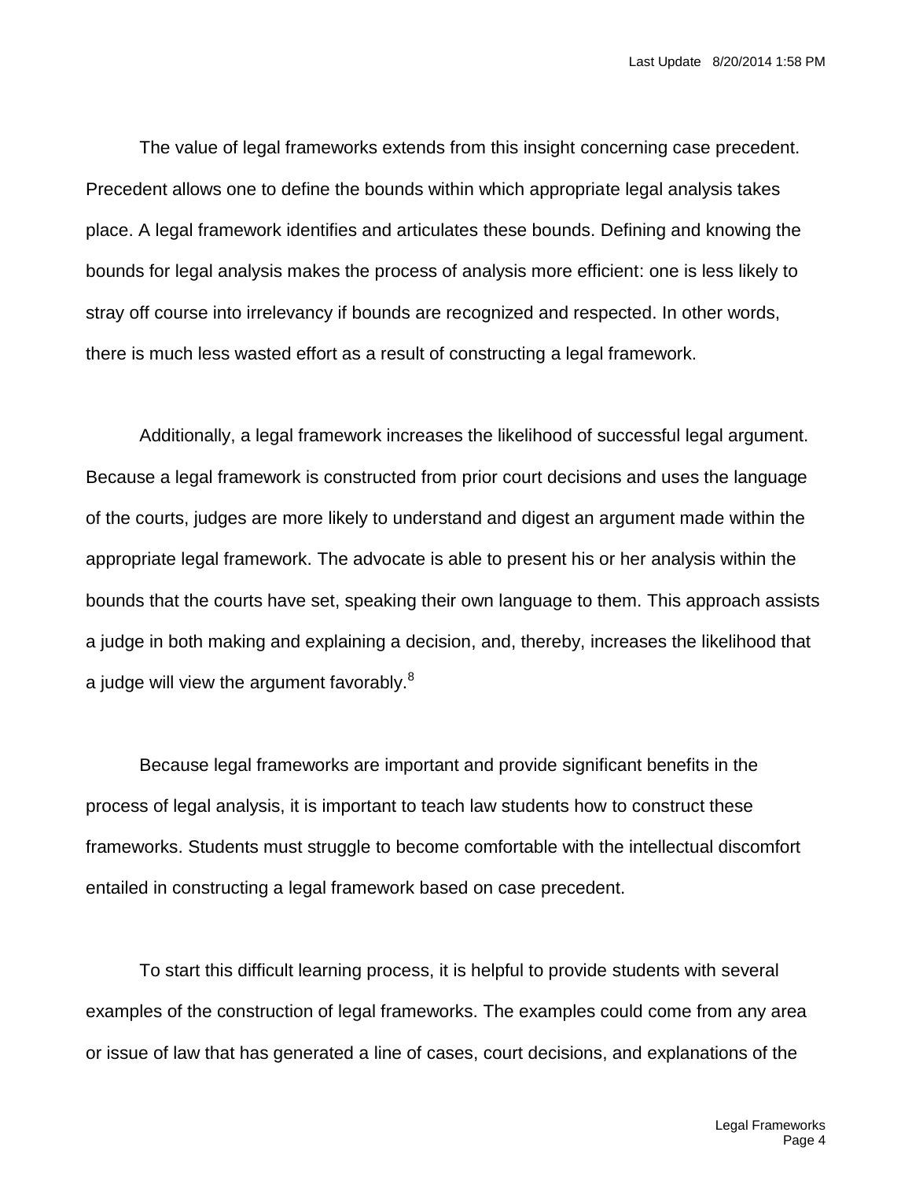The value of legal frameworks extends from this insight concerning case precedent. Precedent allows one to define the bounds within which appropriate legal analysis takes place. A legal framework identifies and articulates these bounds. Defining and knowing the bounds for legal analysis makes the process of analysis more efficient: one is less likely to stray off course into irrelevancy if bounds are recognized and respected. In other words, there is much less wasted effort as a result of constructing a legal framework.

Additionally, a legal framework increases the likelihood of successful legal argument. Because a legal framework is constructed from prior court decisions and uses the language of the courts, judges are more likely to understand and digest an argument made within the appropriate legal framework. The advocate is able to present his or her analysis within the bounds that the courts have set, speaking their own language to them. This approach assists a judge in both making and explaining a decision, and, thereby, increases the likelihood that a judge will view the argument favorably.[8]

Because legal frameworks are important and provide significant benefits in the process of legal analysis, it is important to teach law students how to construct these frameworks. Students must struggle to become comfortable with the intellectual discomfort entailed in constructing a legal framework based on case precedent.

To start this difficult learning process, it is helpful to provide students with several examples of the construction of legal frameworks. The examples could come from any area or issue of law that has generated a line of cases, court decisions, and explanations of the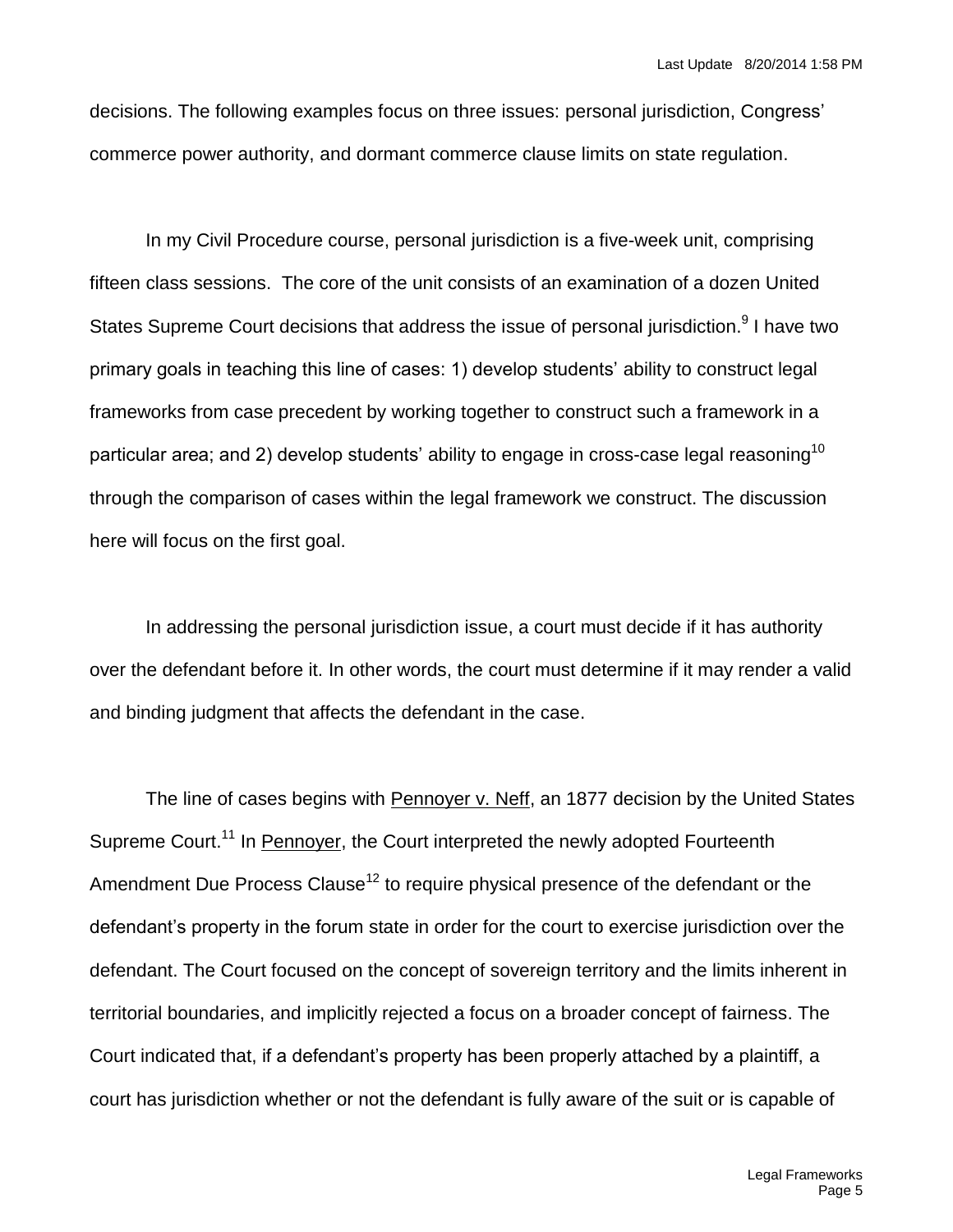decisions. The following examples focus on three issues: personal jurisdiction, Congress' commerce power authority, and dormant commerce clause limits on state regulation.

In my Civil Procedure course, personal jurisdiction is a five-week unit, comprising fifteen class sessions. The core of the unit consists of an examination of a dozen United States Supreme Court decisions that address the issue of personal jurisdiction.[9] I have two primary goals in teaching this line of cases: 1) develop students' ability to construct legal frameworks from case precedent by working together to construct such a framework in a particular area; and 2) develop students' ability to engage in cross-case legal reasoning[10] through the comparison of cases within the legal framework we construct. The discussion here will focus on the first goal.

In addressing the personal jurisdiction issue, a court must decide if it has authority over the defendant before it. In other words, the court must determine if it may render a valid and binding judgment that affects the defendant in the case.

The line of cases begins with Pennoyer v. Neff, an 1877 decision by the United States Supreme Court.[11] In Pennoyer, the Court interpreted the newly adopted Fourteenth Amendment Due Process Clause[12] to require physical presence of the defendant or the defendant's property in the forum state in order for the court to exercise jurisdiction over the defendant. The Court focused on the concept of sovereign territory and the limits inherent in territorial boundaries, and implicitly rejected a focus on a broader concept of fairness. The Court indicated that, if a defendant's property has been properly attached by a plaintiff, a court has jurisdiction whether or not the defendant is fully aware of the suit or is capable of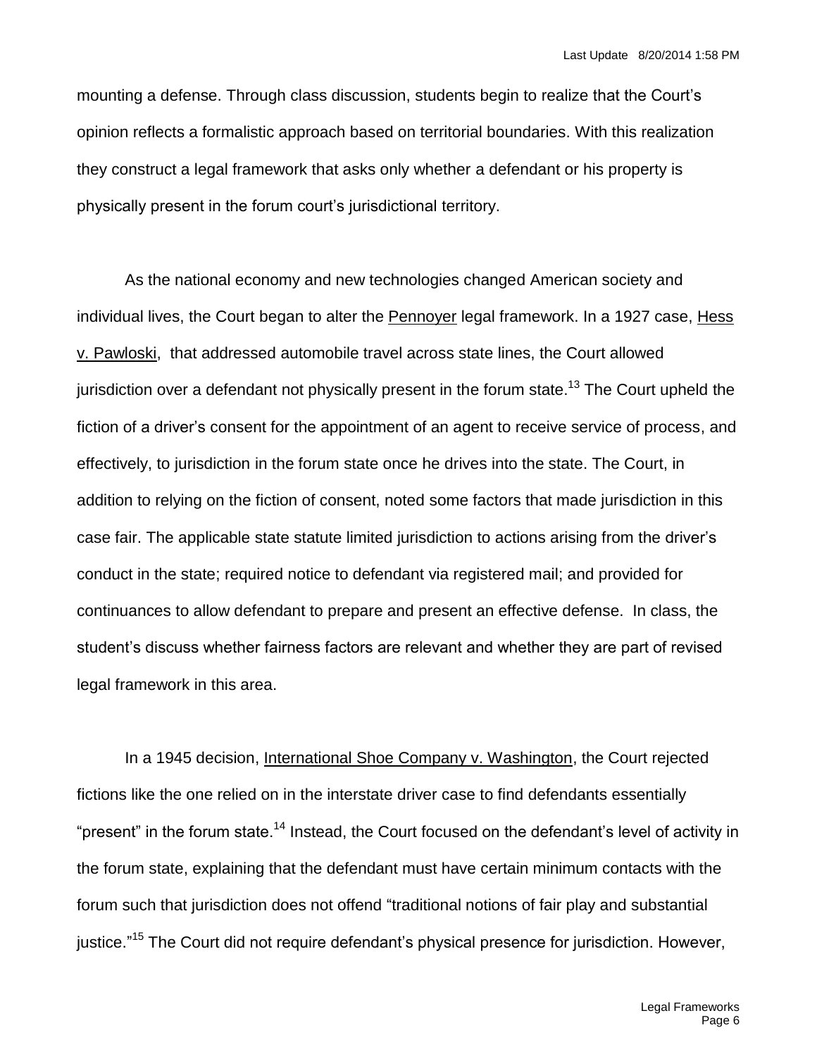mounting a defense. Through class discussion, students begin to realize that the Court's opinion reflects a formalistic approach based on territorial boundaries. With this realization they construct a legal framework that asks only whether a defendant or his property is physically present in the forum court's jurisdictional territory.

As the national economy and new technologies changed American society and individual lives, the Court began to alter the Pennoyer legal framework. In a 1927 case, Hess v. Pawloski, that addressed automobile travel across state lines, the Court allowed jurisdiction over a defendant not physically present in the forum state.[13] The Court upheld the fiction of a driver's consent for the appointment of an agent to receive service of process, and effectively, to jurisdiction in the forum state once he drives into the state. The Court, in addition to relying on the fiction of consent, noted some factors that made jurisdiction in this case fair. The applicable state statute limited jurisdiction to actions arising from the driver's conduct in the state; required notice to defendant via registered mail; and provided for continuances to allow defendant to prepare and present an effective defense. In class, the student's discuss whether fairness factors are relevant and whether they are part of revised legal framework in this area.

In a 1945 decision, International Shoe Company v. Washington, the Court rejected fictions like the one relied on in the interstate driver case to find defendants essentially "present" in the forum state.[14] Instead, the Court focused on the defendant's level of activity in the forum state, explaining that the defendant must have certain minimum contacts with the forum such that jurisdiction does not offend "traditional notions of fair play and substantial justice."[15] The Court did not require defendant's physical presence for jurisdiction. However,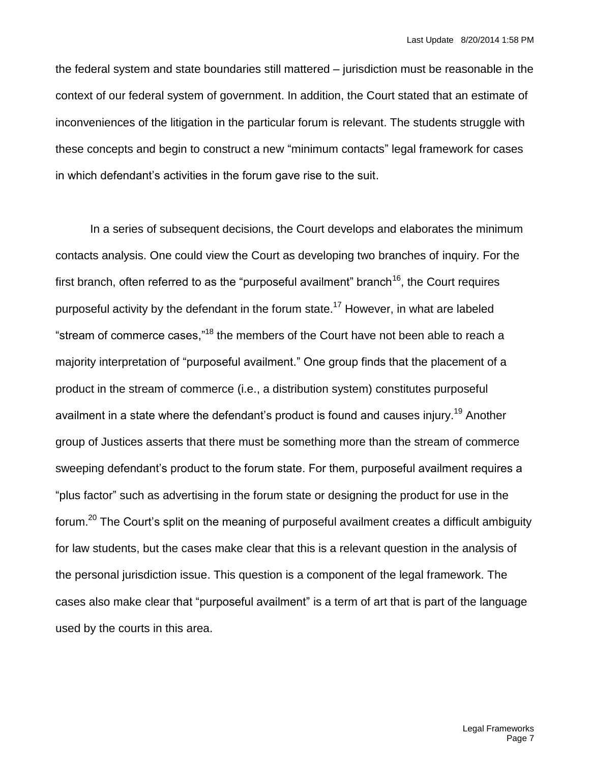the federal system and state boundaries still mattered – jurisdiction must be reasonable in the context of our federal system of government. In addition, the Court stated that an estimate of inconveniences of the litigation in the particular forum is relevant. The students struggle with these concepts and begin to construct a new "minimum contacts" legal framework for cases in which defendant's activities in the forum gave rise to the suit.

In a series of subsequent decisions, the Court develops and elaborates the minimum contacts analysis. One could view the Court as developing two branches of inquiry. For the first branch, often referred to as the "purposeful availment" branch[16], the Court requires purposeful activity by the defendant in the forum state.[17] However, in what are labeled "stream of commerce cases,"[18] the members of the Court have not been able to reach a majority interpretation of "purposeful availment." One group finds that the placement of a product in the stream of commerce (i.e., a distribution system) constitutes purposeful availment in a state where the defendant's product is found and causes injury.[19] Another group of Justices asserts that there must be something more than the stream of commerce sweeping defendant's product to the forum state. For them, purposeful availment requires a "plus factor" such as advertising in the forum state or designing the product for use in the forum.[20] The Court's split on the meaning of purposeful availment creates a difficult ambiguity for law students, but the cases make clear that this is a relevant question in the analysis of the personal jurisdiction issue. This question is a component of the legal framework. The cases also make clear that "purposeful availment" is a term of art that is part of the language used by the courts in this area.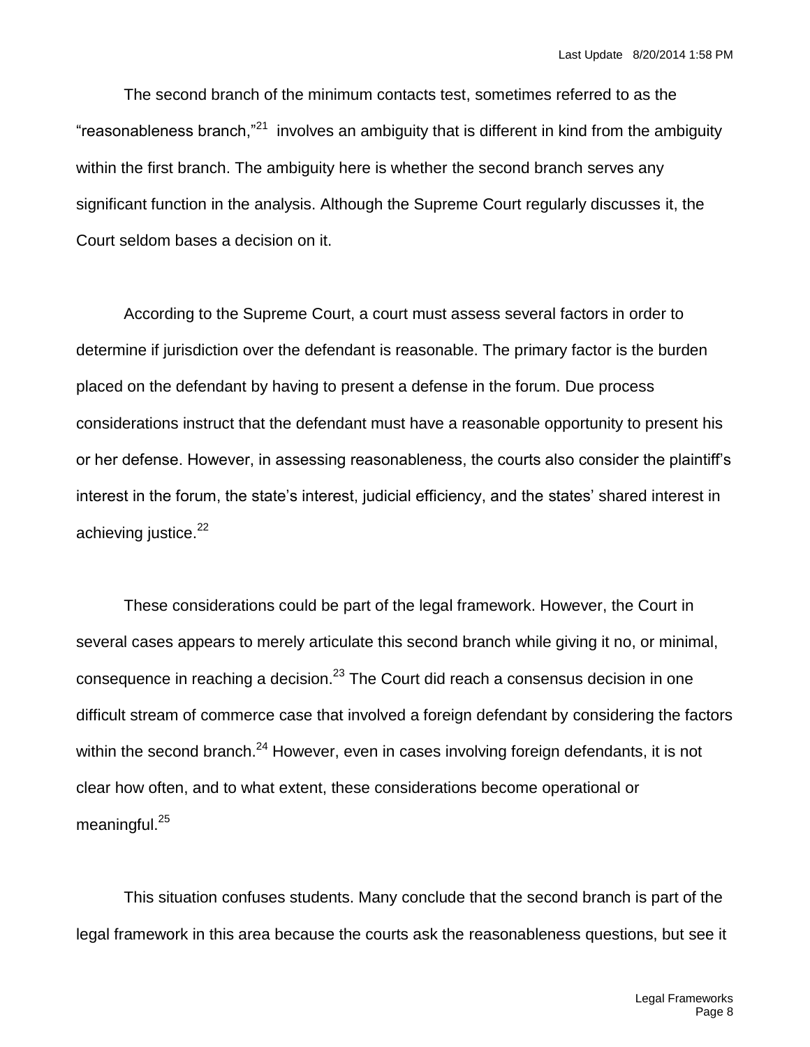The second branch of the minimum contacts test, sometimes referred to as the "reasonableness branch,"[21] involves an ambiguity that is different in kind from the ambiguity within the first branch. The ambiguity here is whether the second branch serves any significant function in the analysis. Although the Supreme Court regularly discusses it, the Court seldom bases a decision on it.

According to the Supreme Court, a court must assess several factors in order to determine if jurisdiction over the defendant is reasonable. The primary factor is the burden placed on the defendant by having to present a defense in the forum. Due process considerations instruct that the defendant must have a reasonable opportunity to present his or her defense. However, in assessing reasonableness, the courts also consider the plaintiff's interest in the forum, the state's interest, judicial efficiency, and the states' shared interest in achieving justice.[22]

These considerations could be part of the legal framework. However, the Court in several cases appears to merely articulate this second branch while giving it no, or minimal, consequence in reaching a decision.[23] The Court did reach a consensus decision in one difficult stream of commerce case that involved a foreign defendant by considering the factors within the second branch.[24] However, even in cases involving foreign defendants, it is not clear how often, and to what extent, these considerations become operational or meaningful.[25]

This situation confuses students. Many conclude that the second branch is part of the legal framework in this area because the courts ask the reasonableness questions, but see it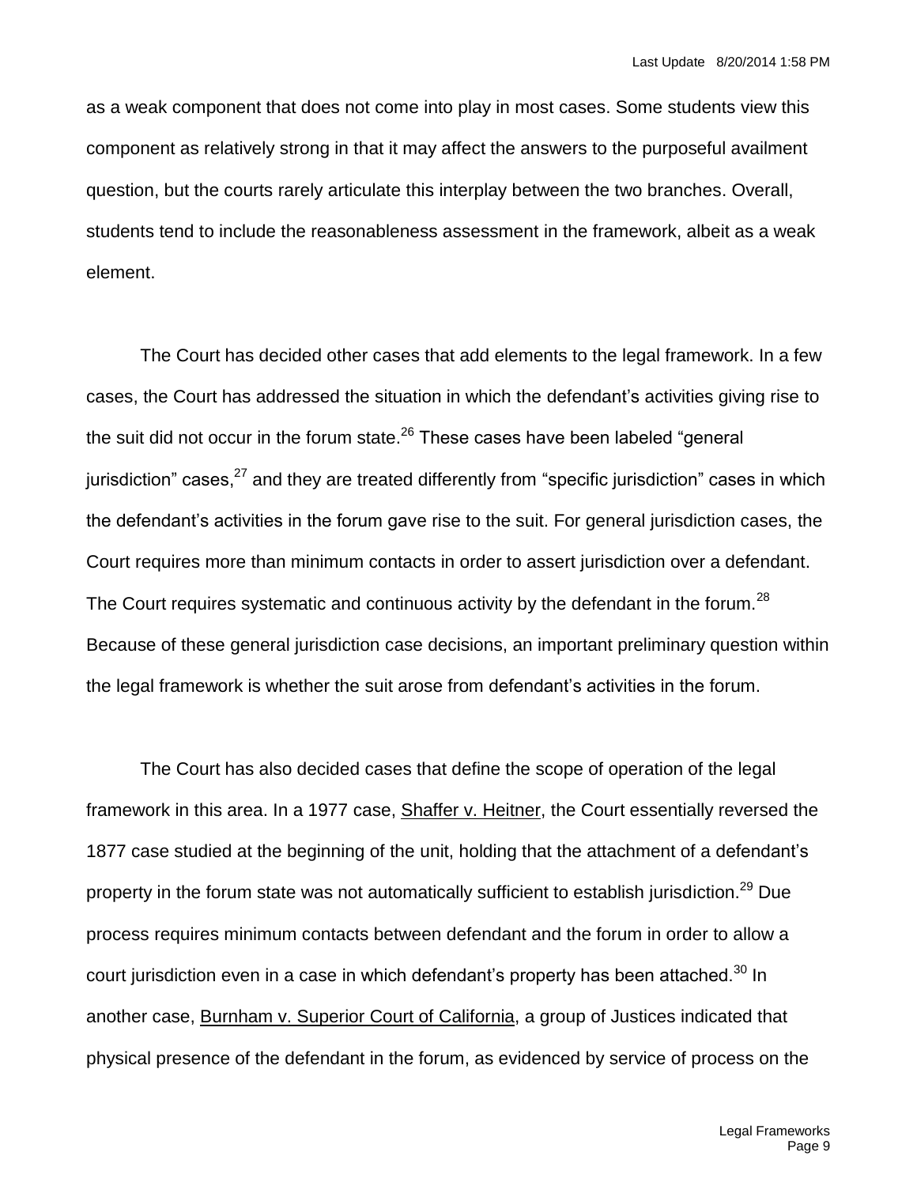as a weak component that does not come into play in most cases. Some students view this component as relatively strong in that it may affect the answers to the purposeful availment question, but the courts rarely articulate this interplay between the two branches. Overall, students tend to include the reasonableness assessment in the framework, albeit as a weak element.

The Court has decided other cases that add elements to the legal framework. In a few cases, the Court has addressed the situation in which the defendant's activities giving rise to the suit did not occur in the forum state.[26] These cases have been labeled "general jurisdiction" cases,[27] and they are treated differently from "specific jurisdiction" cases in which the defendant's activities in the forum gave rise to the suit. For general jurisdiction cases, the Court requires more than minimum contacts in order to assert jurisdiction over a defendant. The Court requires systematic and continuous activity by the defendant in the forum.[28] Because of these general jurisdiction case decisions, an important preliminary question within the legal framework is whether the suit arose from defendant's activities in the forum.

The Court has also decided cases that define the scope of operation of the legal framework in this area. In a 1977 case, Shaffer v. Heitner, the Court essentially reversed the 1877 case studied at the beginning of the unit, holding that the attachment of a defendant's property in the forum state was not automatically sufficient to establish jurisdiction.[29] Due process requires minimum contacts between defendant and the forum in order to allow a court jurisdiction even in a case in which defendant's property has been attached.[30] In another case, Burnham v. Superior Court of California, a group of Justices indicated that physical presence of the defendant in the forum, as evidenced by service of process on the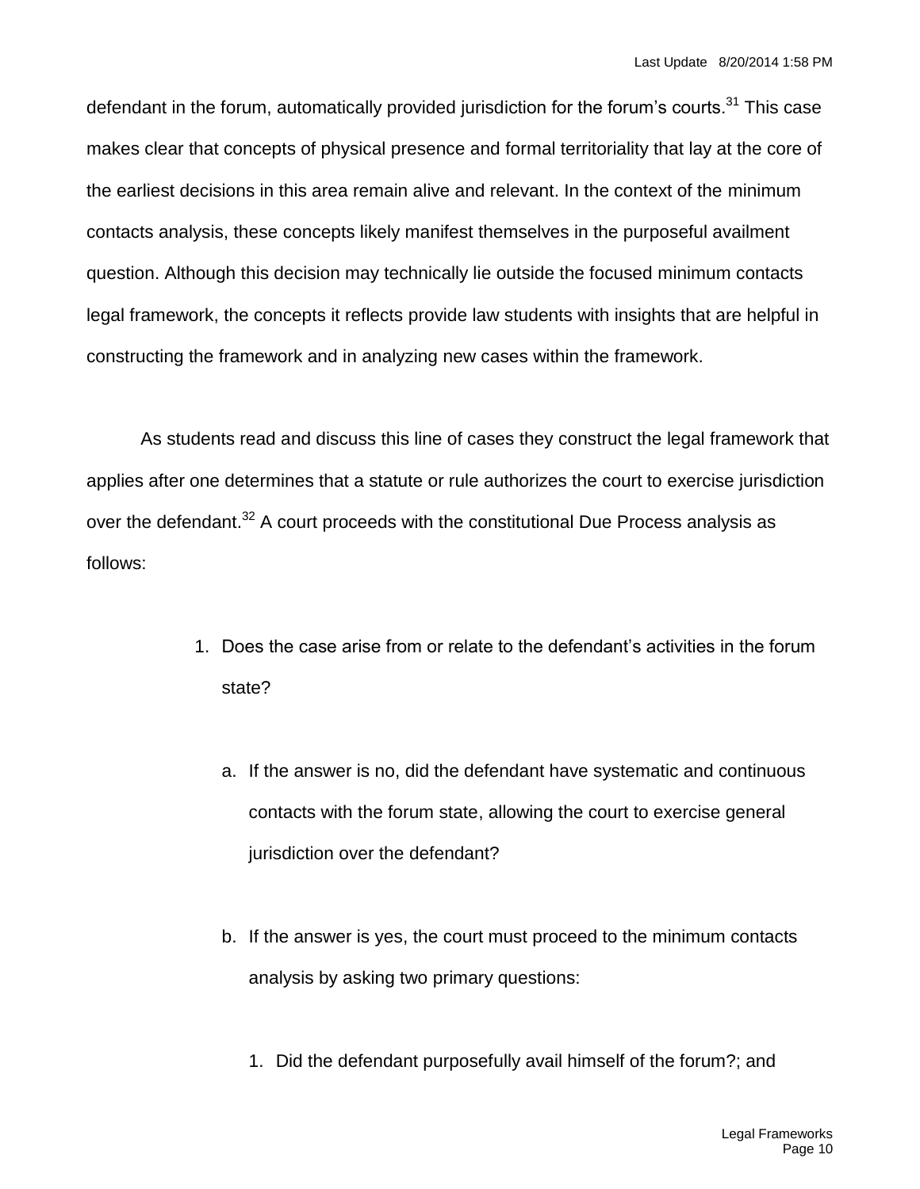defendant in the forum, automatically provided jurisdiction for the forum's courts.[31] This case makes clear that concepts of physical presence and formal territoriality that lay at the core of the earliest decisions in this area remain alive and relevant. In the context of the minimum contacts analysis, these concepts likely manifest themselves in the purposeful availment question. Although this decision may technically lie outside the focused minimum contacts legal framework, the concepts it reflects provide law students with insights that are helpful in constructing the framework and in analyzing new cases within the framework.

As students read and discuss this line of cases they construct the legal framework that applies after one determines that a statute or rule authorizes the court to exercise jurisdiction over the defendant.[32] A court proceeds with the constitutional Due Process analysis as follows:

1. Does the case arise from or relate to the defendant's activities in the forum state?

   a. If the answer is no, did the defendant have systematic and continuous contacts with the forum state, allowing the court to exercise general jurisdiction over the defendant?

   b. If the answer is yes, the court must proceed to the minimum contacts analysis by asking two primary questions:

      1. Did the defendant purposefully avail himself of the forum?; and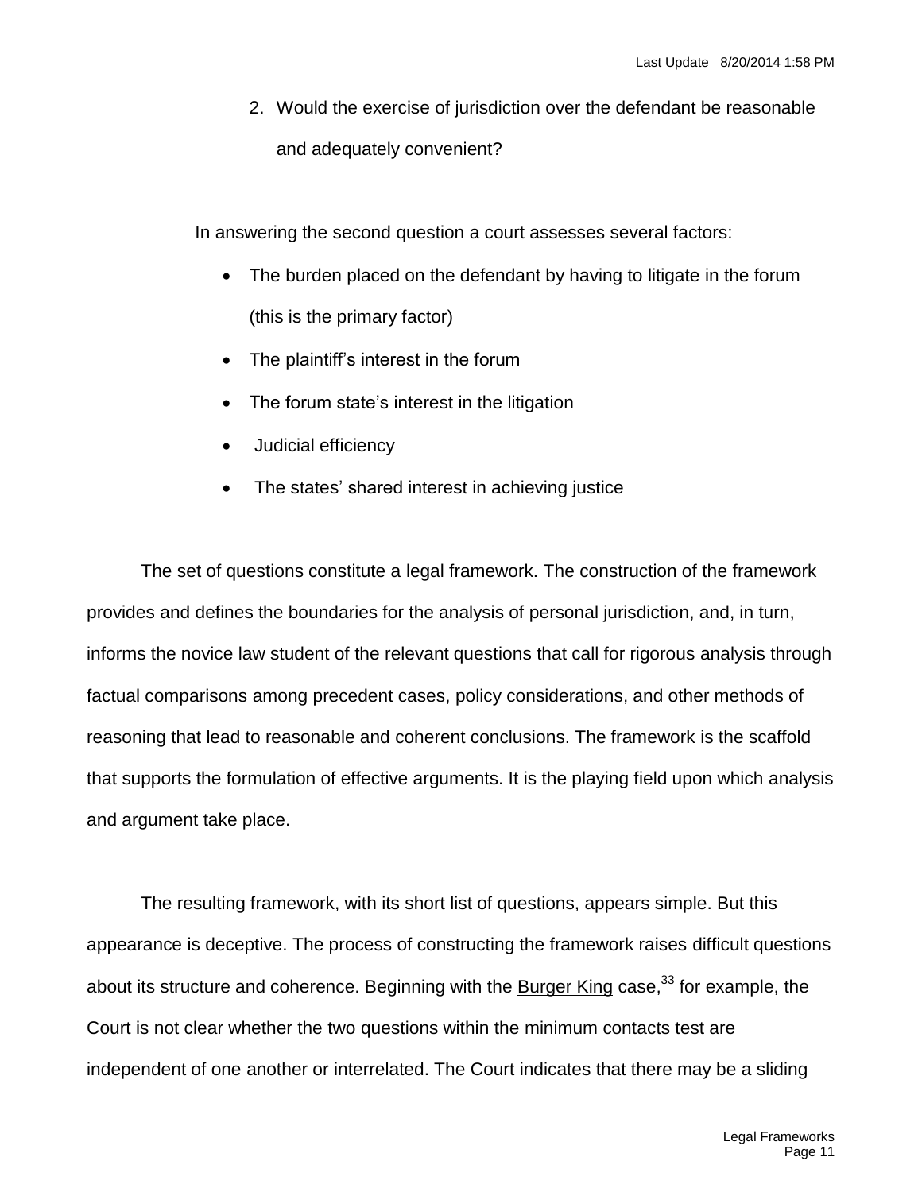2. Would the exercise of jurisdiction over the defendant be reasonable and adequately convenient?

In answering the second question a court assesses several factors:

- The burden placed on the defendant by having to litigate in the forum (this is the primary factor)
- The plaintiff's interest in the forum
- The forum state's interest in the litigation
- Judicial efficiency
- The states' shared interest in achieving justice

The set of questions constitute a legal framework. The construction of the framework provides and defines the boundaries for the analysis of personal jurisdiction, and, in turn, informs the novice law student of the relevant questions that call for rigorous analysis through factual comparisons among precedent cases, policy considerations, and other methods of reasoning that lead to reasonable and coherent conclusions. The framework is the scaffold that supports the formulation of effective arguments. It is the playing field upon which analysis and argument take place.

The resulting framework, with its short list of questions, appears simple. But this appearance is deceptive. The process of constructing the framework raises difficult questions about its structure and coherence. Beginning with the Burger King case,[33] for example, the Court is not clear whether the two questions within the minimum contacts test are independent of one another or interrelated. The Court indicates that there may be a sliding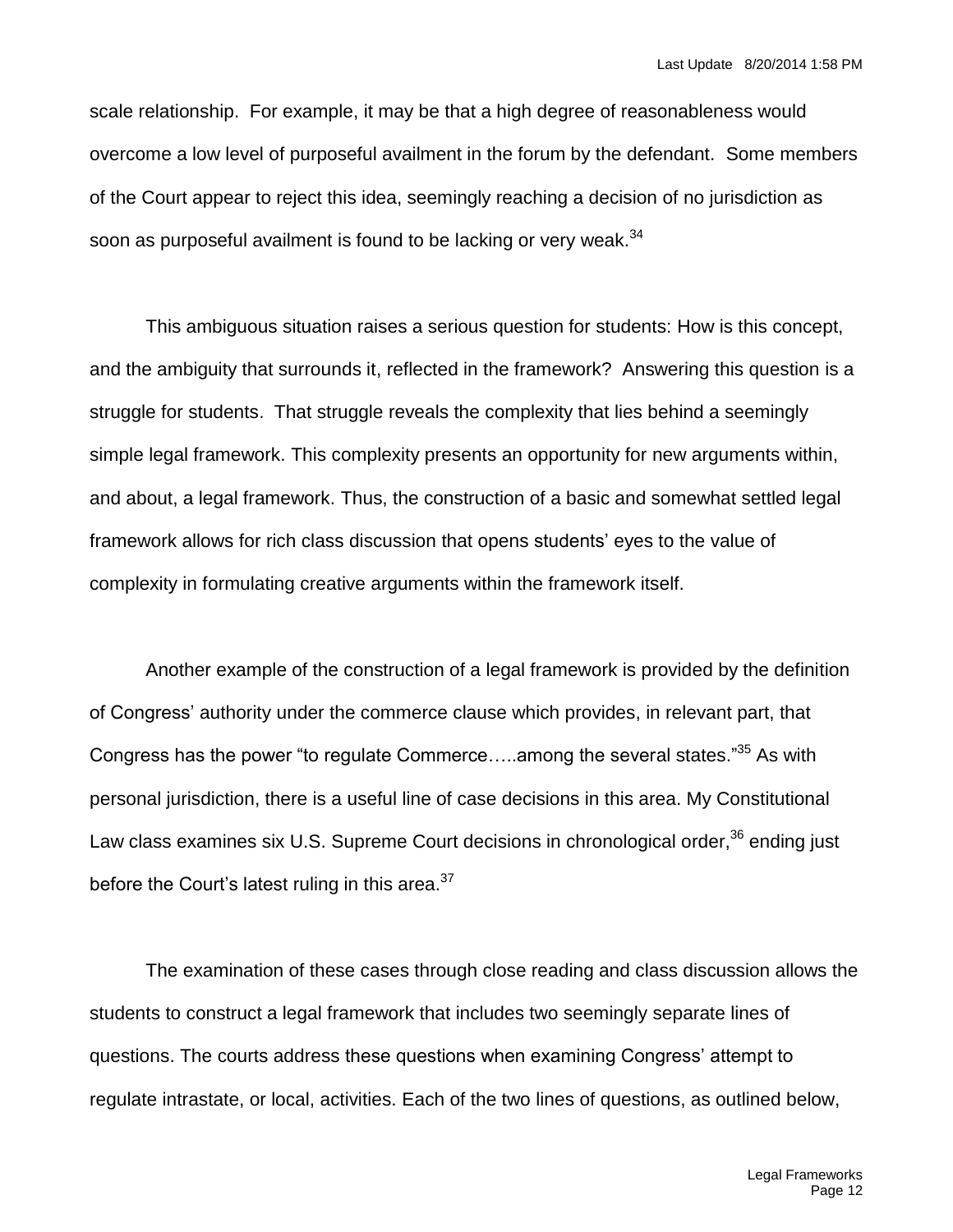scale relationship. For example, it may be that a high degree of reasonableness would overcome a low level of purposeful availment in the forum by the defendant. Some members of the Court appear to reject this idea, seemingly reaching a decision of no jurisdiction as soon as purposeful availment is found to be lacking or very weak.[34]

This ambiguous situation raises a serious question for students: How is this concept, and the ambiguity that surrounds it, reflected in the framework? Answering this question is a struggle for students. That struggle reveals the complexity that lies behind a seemingly simple legal framework. This complexity presents an opportunity for new arguments within, and about, a legal framework. Thus, the construction of a basic and somewhat settled legal framework allows for rich class discussion that opens students' eyes to the value of complexity in formulating creative arguments within the framework itself.

Another example of the construction of a legal framework is provided by the definition of Congress' authority under the commerce clause which provides, in relevant part, that Congress has the power "to regulate Commerce…..among the several states."[35] As with personal jurisdiction, there is a useful line of case decisions in this area. My Constitutional Law class examines six U.S. Supreme Court decisions in chronological order,[36] ending just before the Court's latest ruling in this area.[37]

The examination of these cases through close reading and class discussion allows the students to construct a legal framework that includes two seemingly separate lines of questions. The courts address these questions when examining Congress' attempt to regulate intrastate, or local, activities. Each of the two lines of questions, as outlined below,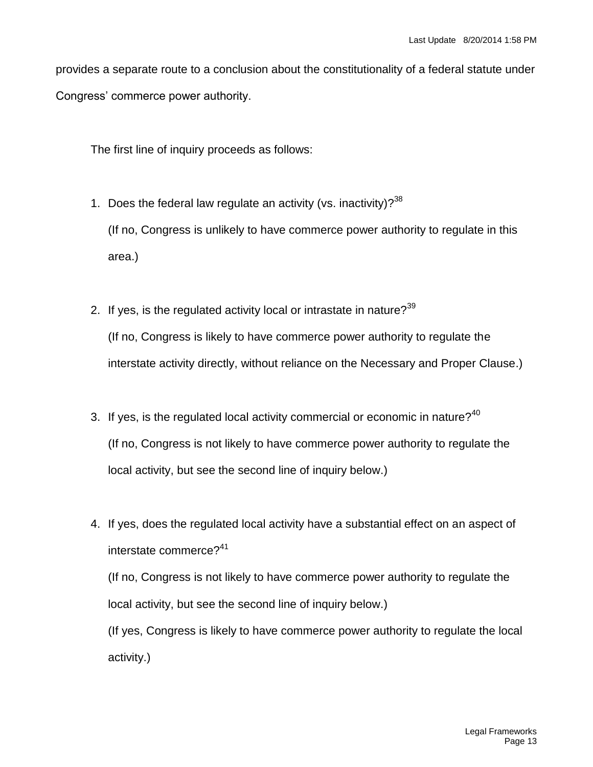provides a separate route to a conclusion about the constitutionality of a federal statute under Congress' commerce power authority.

The first line of inquiry proceeds as follows:

1. Does the federal law regulate an activity (vs. inactivity)?[38]
   (If no, Congress is unlikely to have commerce power authority to regulate in this area.)

2. If yes, is the regulated activity local or intrastate in nature?[39]
   (If no, Congress is likely to have commerce power authority to regulate the interstate activity directly, without reliance on the Necessary and Proper Clause.)

3. If yes, is the regulated local activity commercial or economic in nature?[40]
   (If no, Congress is not likely to have commerce power authority to regulate the local activity, but see the second line of inquiry below.)

4. If yes, does the regulated local activity have a substantial effect on an aspect of interstate commerce?[41]
   (If no, Congress is not likely to have commerce power authority to regulate the local activity, but see the second line of inquiry below.)
   (If yes, Congress is likely to have commerce power authority to regulate the local activity.)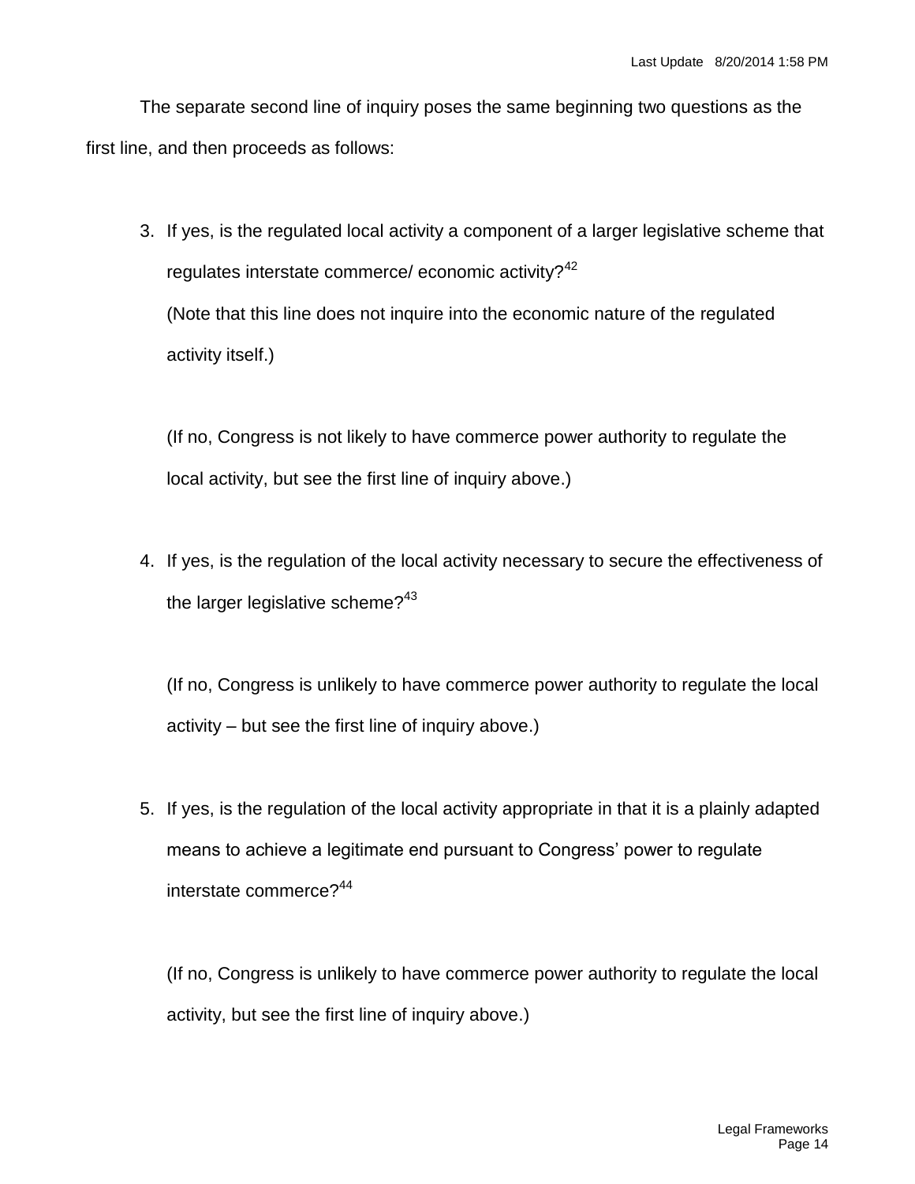The separate second line of inquiry poses the same beginning two questions as the first line, and then proceeds as follows:

3. If yes, is the regulated local activity a component of a larger legislative scheme that regulates interstate commerce/ economic activity?[42]
   (Note that this line does not inquire into the economic nature of the regulated activity itself.)

   (If no, Congress is not likely to have commerce power authority to regulate the local activity, but see the first line of inquiry above.)

4. If yes, is the regulation of the local activity necessary to secure the effectiveness of the larger legislative scheme?[43]

   (If no, Congress is unlikely to have commerce power authority to regulate the local activity – but see the first line of inquiry above.)

5. If yes, is the regulation of the local activity appropriate in that it is a plainly adapted means to achieve a legitimate end pursuant to Congress' power to regulate interstate commerce?[44]

   (If no, Congress is unlikely to have commerce power authority to regulate the local activity, but see the first line of inquiry above.)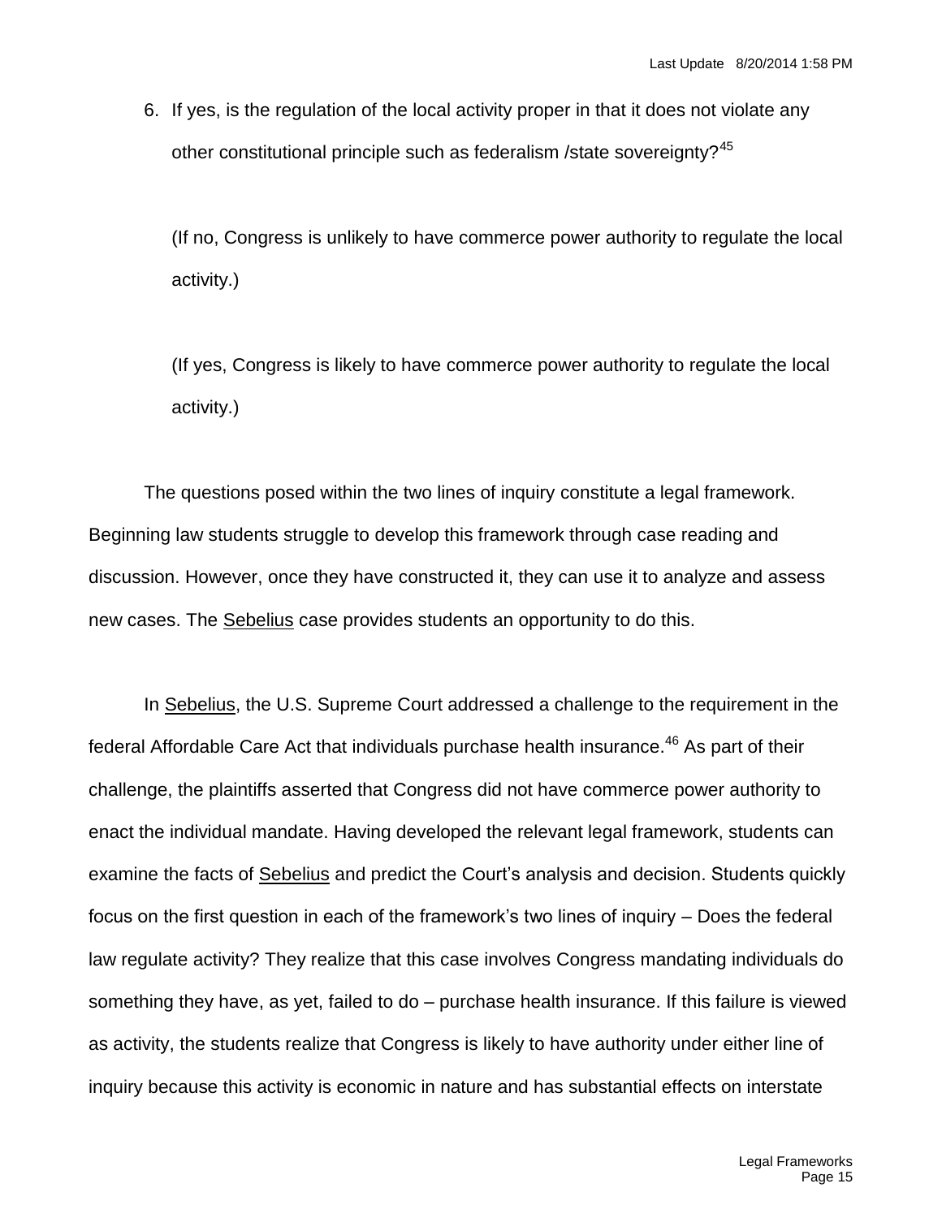6. If yes, is the regulation of the local activity proper in that it does not violate any other constitutional principle such as federalism /state sovereignty?[45]

   (If no, Congress is unlikely to have commerce power authority to regulate the local activity.)

   (If yes, Congress is likely to have commerce power authority to regulate the local activity.)

The questions posed within the two lines of inquiry constitute a legal framework. Beginning law students struggle to develop this framework through case reading and discussion. However, once they have constructed it, they can use it to analyze and assess new cases. The Sebelius case provides students an opportunity to do this.

In Sebelius, the U.S. Supreme Court addressed a challenge to the requirement in the federal Affordable Care Act that individuals purchase health insurance.[46] As part of their challenge, the plaintiffs asserted that Congress did not have commerce power authority to enact the individual mandate. Having developed the relevant legal framework, students can examine the facts of Sebelius and predict the Court's analysis and decision. Students quickly focus on the first question in each of the framework's two lines of inquiry – Does the federal law regulate activity? They realize that this case involves Congress mandating individuals do something they have, as yet, failed to do – purchase health insurance. If this failure is viewed as activity, the students realize that Congress is likely to have authority under either line of inquiry because this activity is economic in nature and has substantial effects on interstate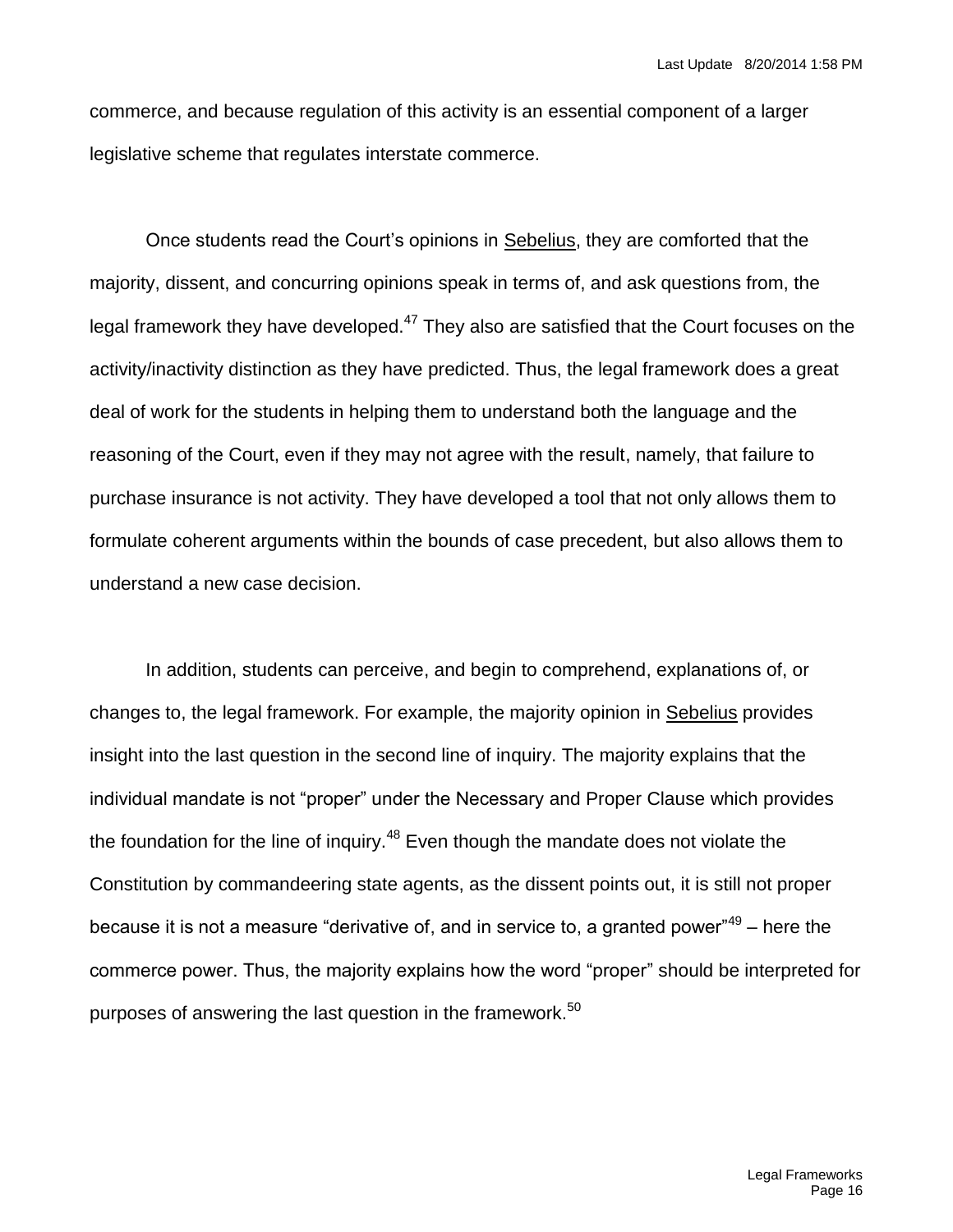commerce, and because regulation of this activity is an essential component of a larger legislative scheme that regulates interstate commerce.

Once students read the Court's opinions in Sebelius, they are comforted that the majority, dissent, and concurring opinions speak in terms of, and ask questions from, the legal framework they have developed.[47] They also are satisfied that the Court focuses on the activity/inactivity distinction as they have predicted. Thus, the legal framework does a great deal of work for the students in helping them to understand both the language and the reasoning of the Court, even if they may not agree with the result, namely, that failure to purchase insurance is not activity. They have developed a tool that not only allows them to formulate coherent arguments within the bounds of case precedent, but also allows them to understand a new case decision.

In addition, students can perceive, and begin to comprehend, explanations of, or changes to, the legal framework. For example, the majority opinion in Sebelius provides insight into the last question in the second line of inquiry. The majority explains that the individual mandate is not "proper" under the Necessary and Proper Clause which provides the foundation for the line of inquiry.[48] Even though the mandate does not violate the Constitution by commandeering state agents, as the dissent points out, it is still not proper because it is not a measure "derivative of, and in service to, a granted power"[49] – here the commerce power. Thus, the majority explains how the word "proper" should be interpreted for purposes of answering the last question in the framework.[50]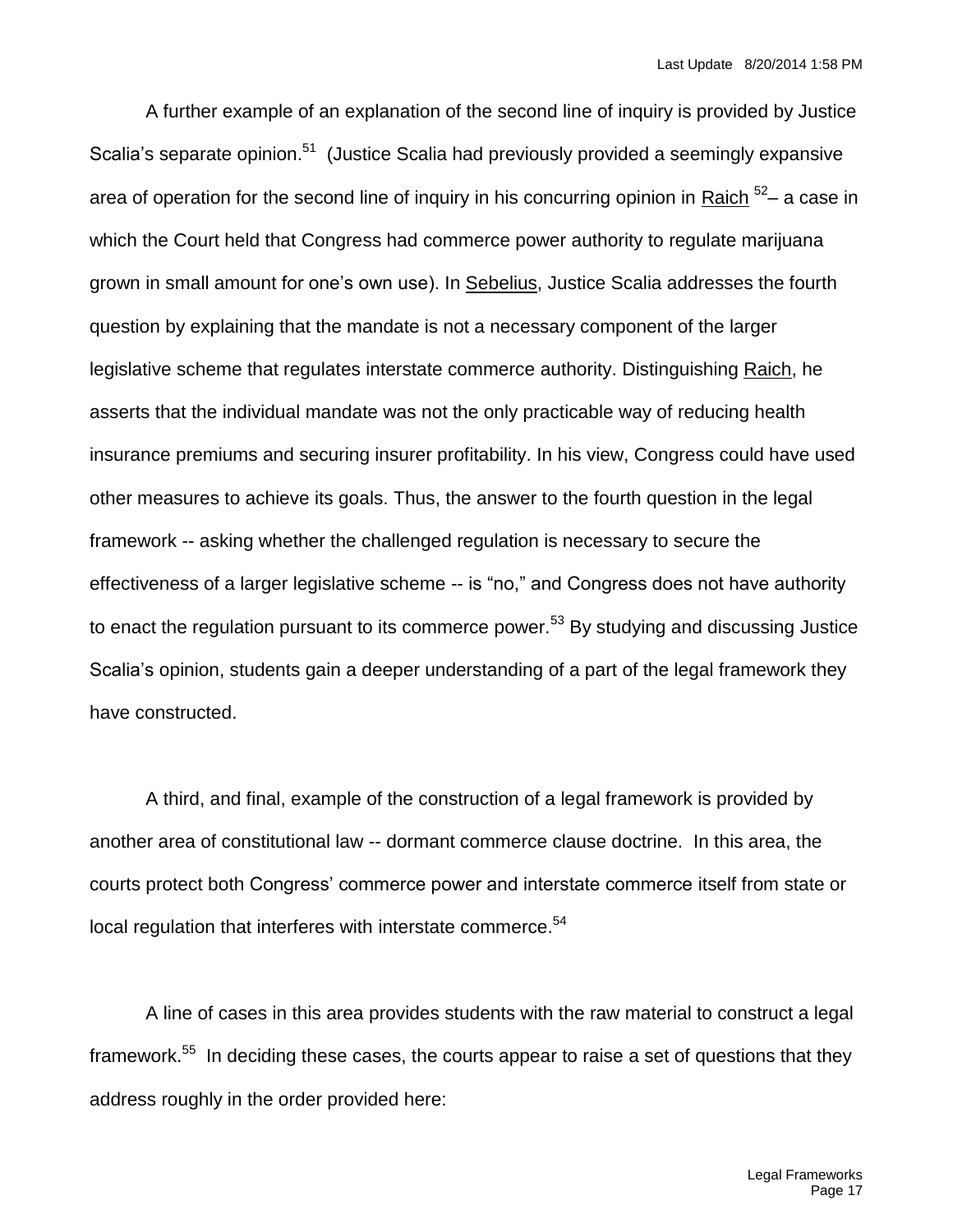A further example of an explanation of the second line of inquiry is provided by Justice Scalia's separate opinion.[51] (Justice Scalia had previously provided a seemingly expansive area of operation for the second line of inquiry in his concurring opinion in Raich [52]– a case in which the Court held that Congress had commerce power authority to regulate marijuana grown in small amount for one's own use). In Sebelius, Justice Scalia addresses the fourth question by explaining that the mandate is not a necessary component of the larger legislative scheme that regulates interstate commerce authority. Distinguishing Raich, he asserts that the individual mandate was not the only practicable way of reducing health insurance premiums and securing insurer profitability. In his view, Congress could have used other measures to achieve its goals. Thus, the answer to the fourth question in the legal framework -- asking whether the challenged regulation is necessary to secure the effectiveness of a larger legislative scheme -- is "no," and Congress does not have authority to enact the regulation pursuant to its commerce power.[53] By studying and discussing Justice Scalia's opinion, students gain a deeper understanding of a part of the legal framework they have constructed.

A third, and final, example of the construction of a legal framework is provided by another area of constitutional law -- dormant commerce clause doctrine. In this area, the courts protect both Congress' commerce power and interstate commerce itself from state or local regulation that interferes with interstate commerce.[54]

A line of cases in this area provides students with the raw material to construct a legal framework.[55] In deciding these cases, the courts appear to raise a set of questions that they address roughly in the order provided here: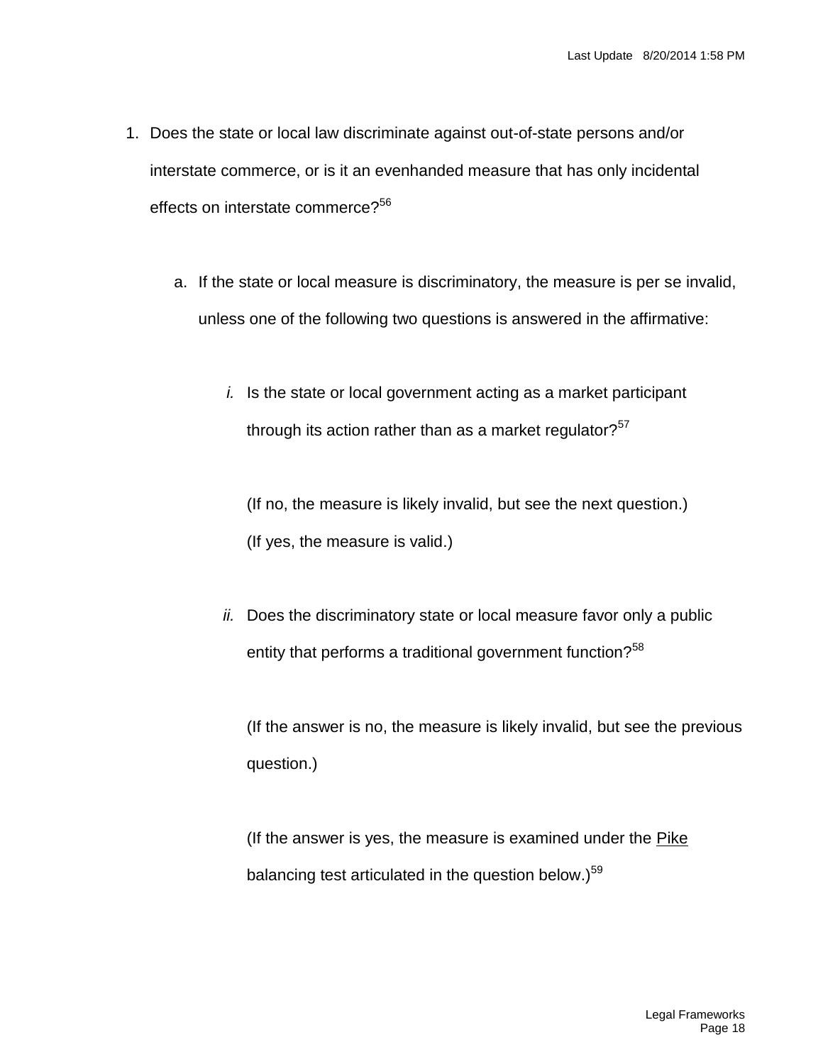1. Does the state or local law discriminate against out-of-state persons and/or interstate commerce, or is it an evenhanded measure that has only incidental effects on interstate commerce?[56]

   a. If the state or local measure is discriminatory, the measure is per se invalid, unless one of the following two questions is answered in the affirmative:

      *i.* Is the state or local government acting as a market participant through its action rather than as a market regulator?[57]

      (If no, the measure is likely invalid, but see the next question.)
      (If yes, the measure is valid.)

      *ii.* Does the discriminatory state or local measure favor only a public entity that performs a traditional government function?[58]

      (If the answer is no, the measure is likely invalid, but see the previous question.)

      (If the answer is yes, the measure is examined under the <u>Pike</u> balancing test articulated in the question below.)[59]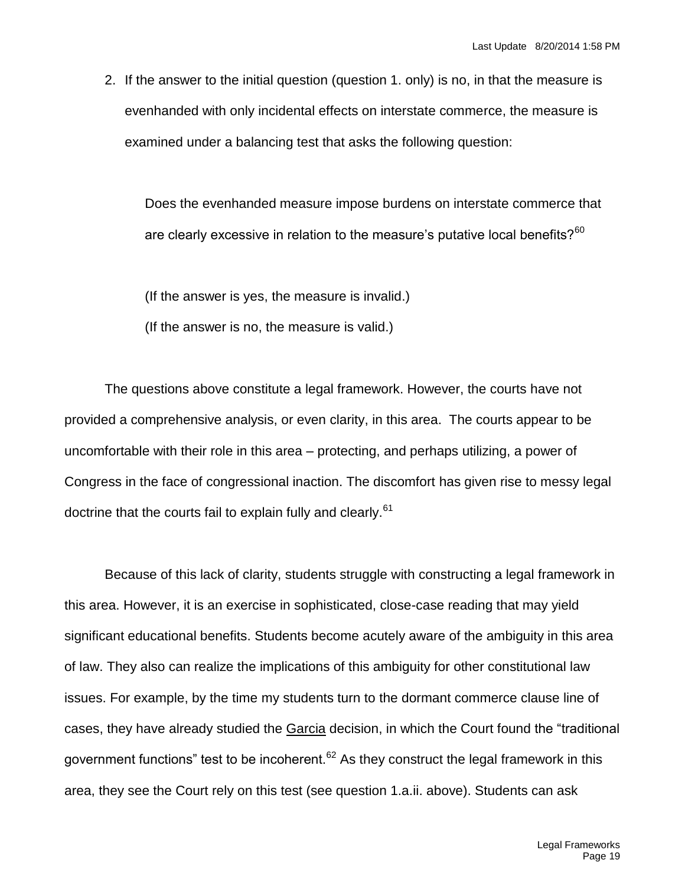2. If the answer to the initial question (question 1. only) is no, in that the measure is evenhanded with only incidental effects on interstate commerce, the measure is examined under a balancing test that asks the following question:

   Does the evenhanded measure impose burdens on interstate commerce that are clearly excessive in relation to the measure's putative local benefits?[60]

   (If the answer is yes, the measure is invalid.)

   (If the answer is no, the measure is valid.)

The questions above constitute a legal framework. However, the courts have not provided a comprehensive analysis, or even clarity, in this area. The courts appear to be uncomfortable with their role in this area – protecting, and perhaps utilizing, a power of Congress in the face of congressional inaction. The discomfort has given rise to messy legal doctrine that the courts fail to explain fully and clearly.[61]

Because of this lack of clarity, students struggle with constructing a legal framework in this area. However, it is an exercise in sophisticated, close-case reading that may yield significant educational benefits. Students become acutely aware of the ambiguity in this area of law. They also can realize the implications of this ambiguity for other constitutional law issues. For example, by the time my students turn to the dormant commerce clause line of cases, they have already studied the Garcia decision, in which the Court found the "traditional government functions" test to be incoherent.[62] As they construct the legal framework in this area, they see the Court rely on this test (see question 1.a.ii. above). Students can ask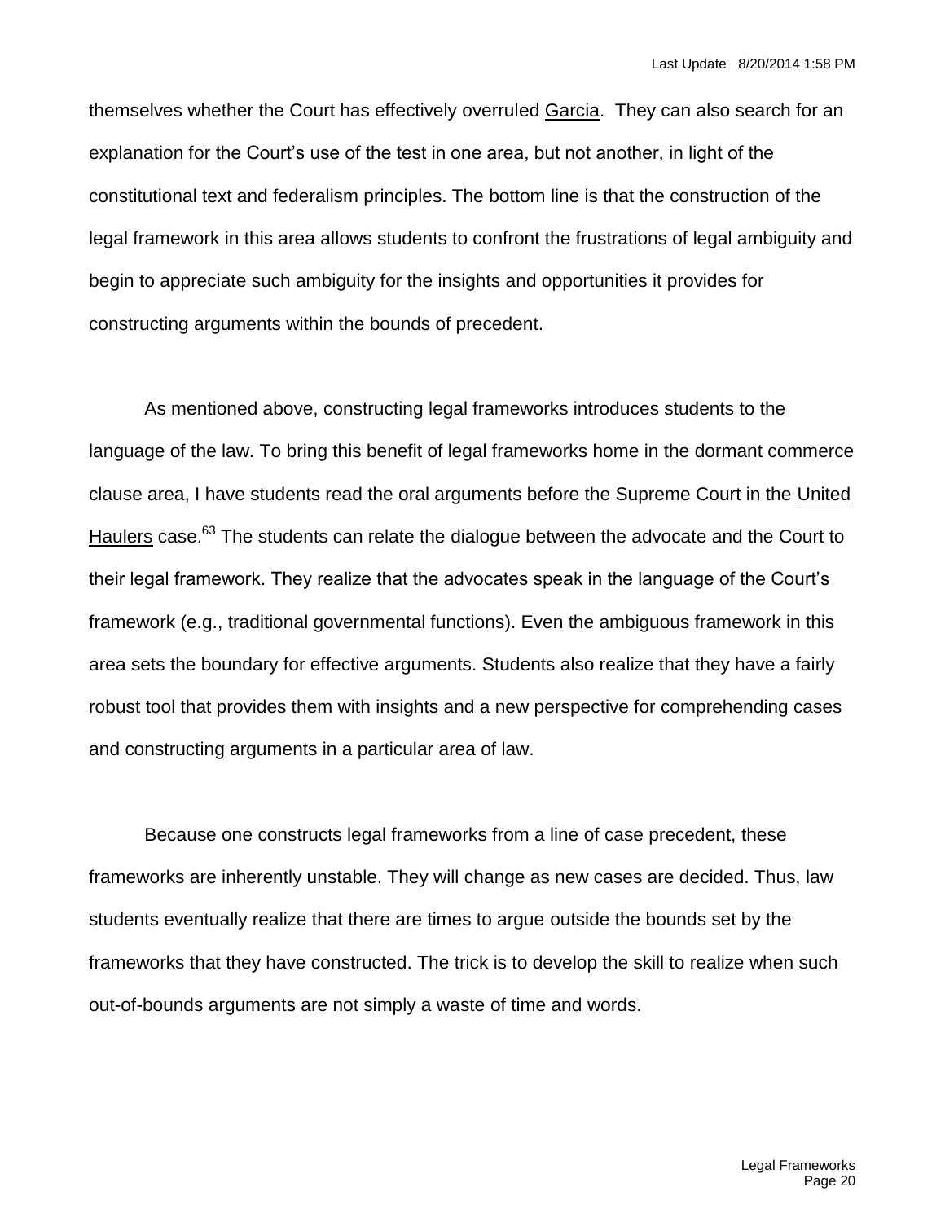themselves whether the Court has effectively overruled Garcia. They can also search for an explanation for the Court's use of the test in one area, but not another, in light of the constitutional text and federalism principles. The bottom line is that the construction of the legal framework in this area allows students to confront the frustrations of legal ambiguity and begin to appreciate such ambiguity for the insights and opportunities it provides for constructing arguments within the bounds of precedent.

As mentioned above, constructing legal frameworks introduces students to the language of the law. To bring this benefit of legal frameworks home in the dormant commerce clause area, I have students read the oral arguments before the Supreme Court in the United Haulers case.[63] The students can relate the dialogue between the advocate and the Court to their legal framework. They realize that the advocates speak in the language of the Court's framework (e.g., traditional governmental functions). Even the ambiguous framework in this area sets the boundary for effective arguments. Students also realize that they have a fairly robust tool that provides them with insights and a new perspective for comprehending cases and constructing arguments in a particular area of law.

Because one constructs legal frameworks from a line of case precedent, these frameworks are inherently unstable. They will change as new cases are decided. Thus, law students eventually realize that there are times to argue outside the bounds set by the frameworks that they have constructed. The trick is to develop the skill to realize when such out-of-bounds arguments are not simply a waste of time and words.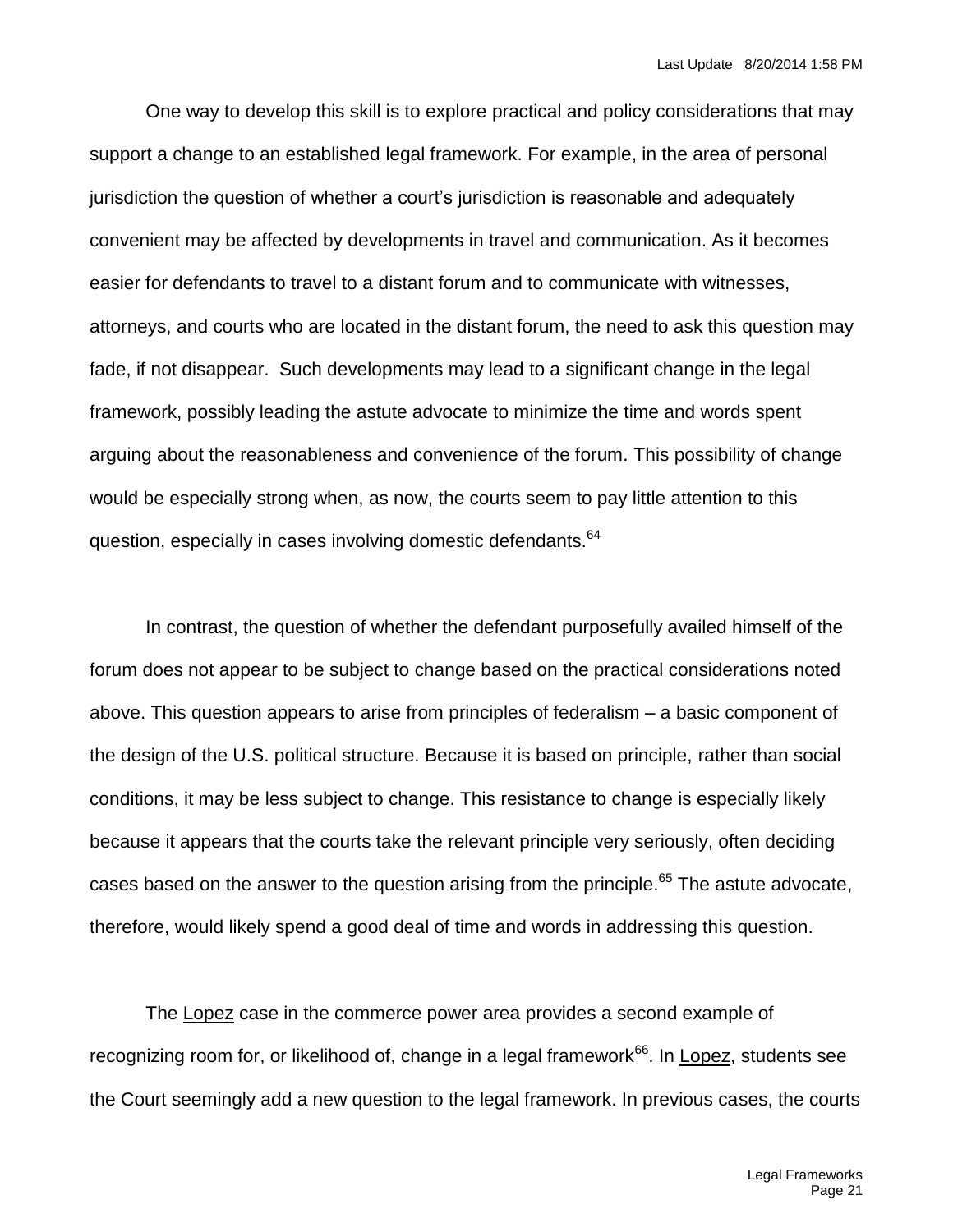One way to develop this skill is to explore practical and policy considerations that may support a change to an established legal framework. For example, in the area of personal jurisdiction the question of whether a court's jurisdiction is reasonable and adequately convenient may be affected by developments in travel and communication. As it becomes easier for defendants to travel to a distant forum and to communicate with witnesses, attorneys, and courts who are located in the distant forum, the need to ask this question may fade, if not disappear. Such developments may lead to a significant change in the legal framework, possibly leading the astute advocate to minimize the time and words spent arguing about the reasonableness and convenience of the forum. This possibility of change would be especially strong when, as now, the courts seem to pay little attention to this question, especially in cases involving domestic defendants.[64]

In contrast, the question of whether the defendant purposefully availed himself of the forum does not appear to be subject to change based on the practical considerations noted above. This question appears to arise from principles of federalism – a basic component of the design of the U.S. political structure. Because it is based on principle, rather than social conditions, it may be less subject to change. This resistance to change is especially likely because it appears that the courts take the relevant principle very seriously, often deciding cases based on the answer to the question arising from the principle.[65] The astute advocate, therefore, would likely spend a good deal of time and words in addressing this question.

The Lopez case in the commerce power area provides a second example of recognizing room for, or likelihood of, change in a legal framework[66]. In Lopez, students see the Court seemingly add a new question to the legal framework. In previous cases, the courts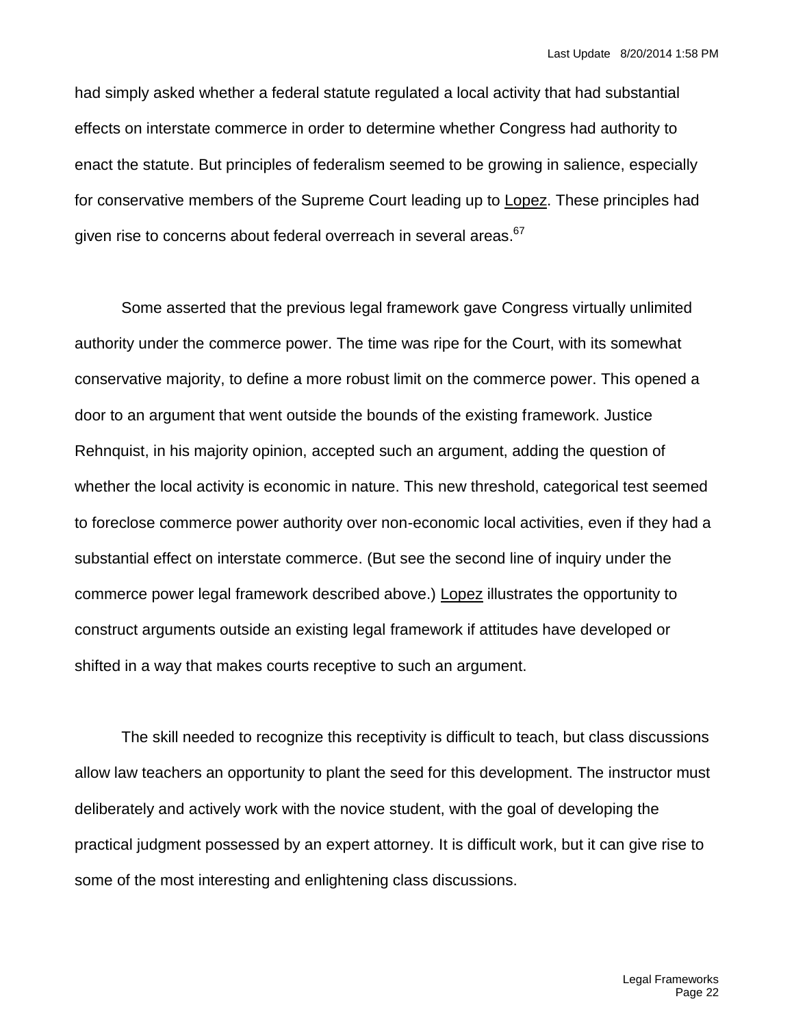had simply asked whether a federal statute regulated a local activity that had substantial effects on interstate commerce in order to determine whether Congress had authority to enact the statute. But principles of federalism seemed to be growing in salience, especially for conservative members of the Supreme Court leading up to Lopez. These principles had given rise to concerns about federal overreach in several areas.[67]

Some asserted that the previous legal framework gave Congress virtually unlimited authority under the commerce power. The time was ripe for the Court, with its somewhat conservative majority, to define a more robust limit on the commerce power. This opened a door to an argument that went outside the bounds of the existing framework. Justice Rehnquist, in his majority opinion, accepted such an argument, adding the question of whether the local activity is economic in nature. This new threshold, categorical test seemed to foreclose commerce power authority over non-economic local activities, even if they had a substantial effect on interstate commerce. (But see the second line of inquiry under the commerce power legal framework described above.) Lopez illustrates the opportunity to construct arguments outside an existing legal framework if attitudes have developed or shifted in a way that makes courts receptive to such an argument.

The skill needed to recognize this receptivity is difficult to teach, but class discussions allow law teachers an opportunity to plant the seed for this development. The instructor must deliberately and actively work with the novice student, with the goal of developing the practical judgment possessed by an expert attorney. It is difficult work, but it can give rise to some of the most interesting and enlightening class discussions.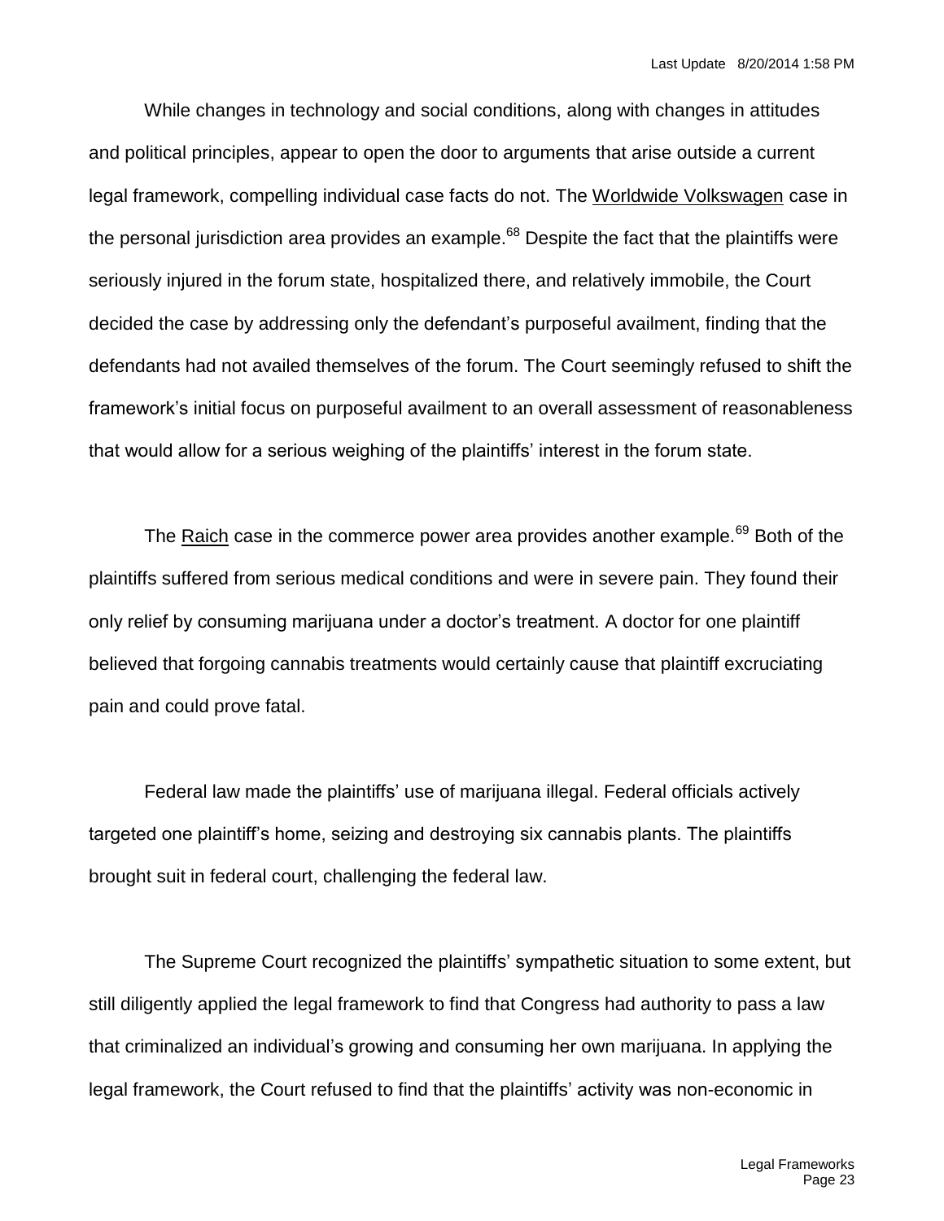While changes in technology and social conditions, along with changes in attitudes and political principles, appear to open the door to arguments that arise outside a current legal framework, compelling individual case facts do not. The Worldwide Volkswagen case in the personal jurisdiction area provides an example.[68] Despite the fact that the plaintiffs were seriously injured in the forum state, hospitalized there, and relatively immobile, the Court decided the case by addressing only the defendant's purposeful availment, finding that the defendants had not availed themselves of the forum. The Court seemingly refused to shift the framework's initial focus on purposeful availment to an overall assessment of reasonableness that would allow for a serious weighing of the plaintiffs' interest in the forum state.

The Raich case in the commerce power area provides another example.[69] Both of the plaintiffs suffered from serious medical conditions and were in severe pain. They found their only relief by consuming marijuana under a doctor's treatment. A doctor for one plaintiff believed that forgoing cannabis treatments would certainly cause that plaintiff excruciating pain and could prove fatal.

Federal law made the plaintiffs' use of marijuana illegal. Federal officials actively targeted one plaintiff's home, seizing and destroying six cannabis plants. The plaintiffs brought suit in federal court, challenging the federal law.

The Supreme Court recognized the plaintiffs' sympathetic situation to some extent, but still diligently applied the legal framework to find that Congress had authority to pass a law that criminalized an individual's growing and consuming her own marijuana. In applying the legal framework, the Court refused to find that the plaintiffs' activity was non-economic in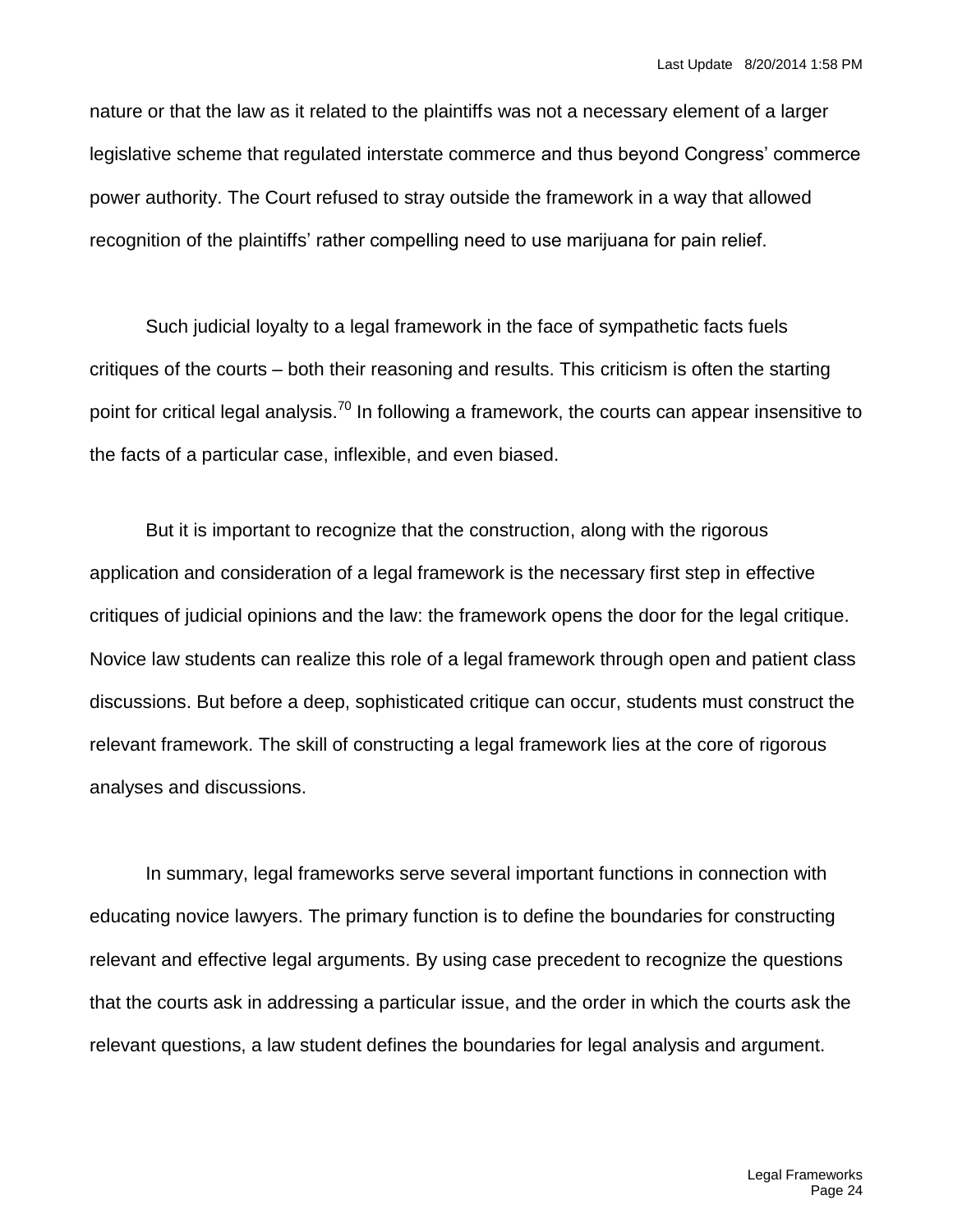nature or that the law as it related to the plaintiffs was not a necessary element of a larger legislative scheme that regulated interstate commerce and thus beyond Congress' commerce power authority. The Court refused to stray outside the framework in a way that allowed recognition of the plaintiffs' rather compelling need to use marijuana for pain relief.

Such judicial loyalty to a legal framework in the face of sympathetic facts fuels critiques of the courts – both their reasoning and results. This criticism is often the starting point for critical legal analysis.[70] In following a framework, the courts can appear insensitive to the facts of a particular case, inflexible, and even biased.

But it is important to recognize that the construction, along with the rigorous application and consideration of a legal framework is the necessary first step in effective critiques of judicial opinions and the law: the framework opens the door for the legal critique. Novice law students can realize this role of a legal framework through open and patient class discussions. But before a deep, sophisticated critique can occur, students must construct the relevant framework. The skill of constructing a legal framework lies at the core of rigorous analyses and discussions.

In summary, legal frameworks serve several important functions in connection with educating novice lawyers. The primary function is to define the boundaries for constructing relevant and effective legal arguments. By using case precedent to recognize the questions that the courts ask in addressing a particular issue, and the order in which the courts ask the relevant questions, a law student defines the boundaries for legal analysis and argument.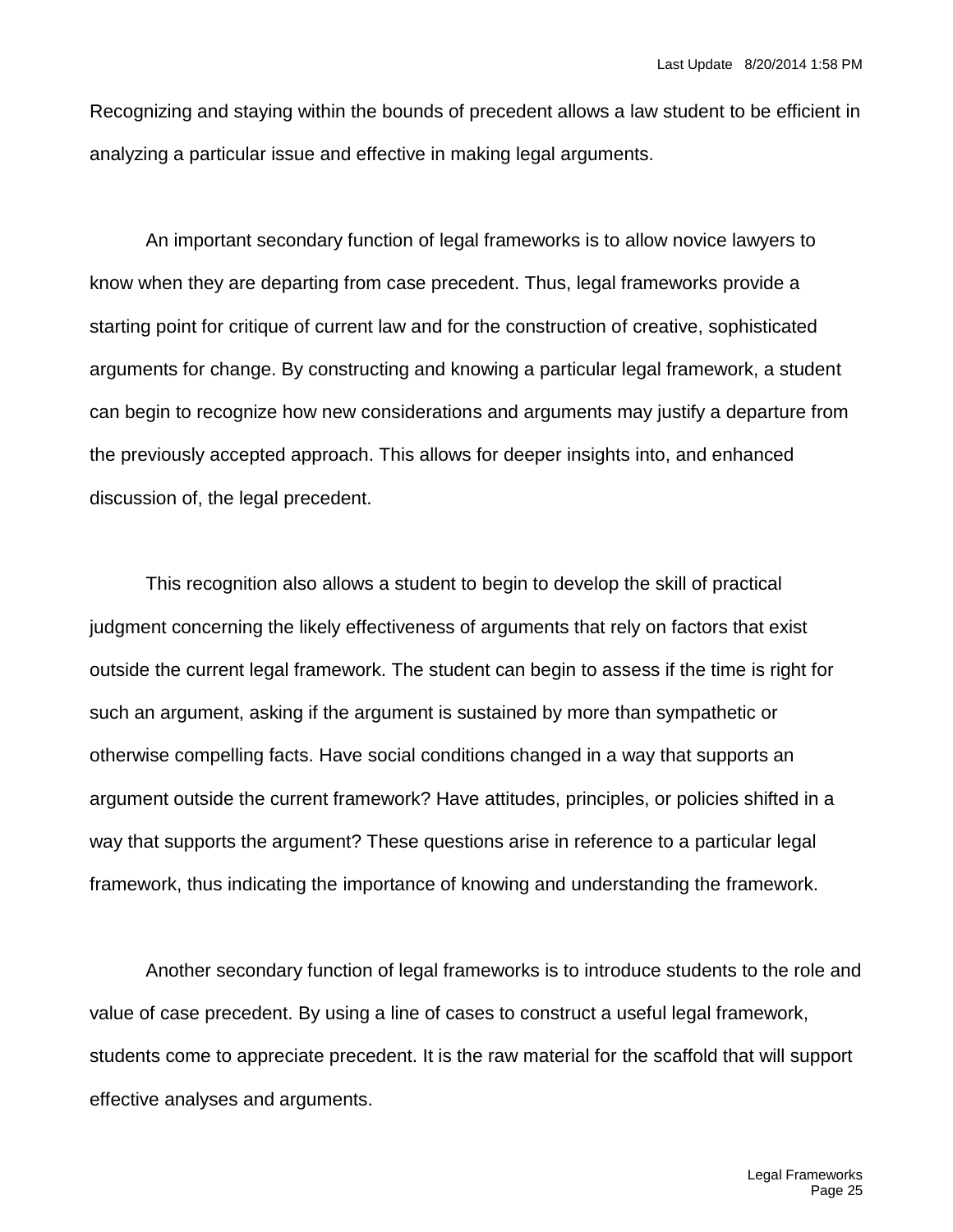Recognizing and staying within the bounds of precedent allows a law student to be efficient in analyzing a particular issue and effective in making legal arguments.

An important secondary function of legal frameworks is to allow novice lawyers to know when they are departing from case precedent. Thus, legal frameworks provide a starting point for critique of current law and for the construction of creative, sophisticated arguments for change. By constructing and knowing a particular legal framework, a student can begin to recognize how new considerations and arguments may justify a departure from the previously accepted approach. This allows for deeper insights into, and enhanced discussion of, the legal precedent.

This recognition also allows a student to begin to develop the skill of practical judgment concerning the likely effectiveness of arguments that rely on factors that exist outside the current legal framework. The student can begin to assess if the time is right for such an argument, asking if the argument is sustained by more than sympathetic or otherwise compelling facts. Have social conditions changed in a way that supports an argument outside the current framework? Have attitudes, principles, or policies shifted in a way that supports the argument? These questions arise in reference to a particular legal framework, thus indicating the importance of knowing and understanding the framework.

Another secondary function of legal frameworks is to introduce students to the role and value of case precedent. By using a line of cases to construct a useful legal framework, students come to appreciate precedent. It is the raw material for the scaffold that will support effective analyses and arguments.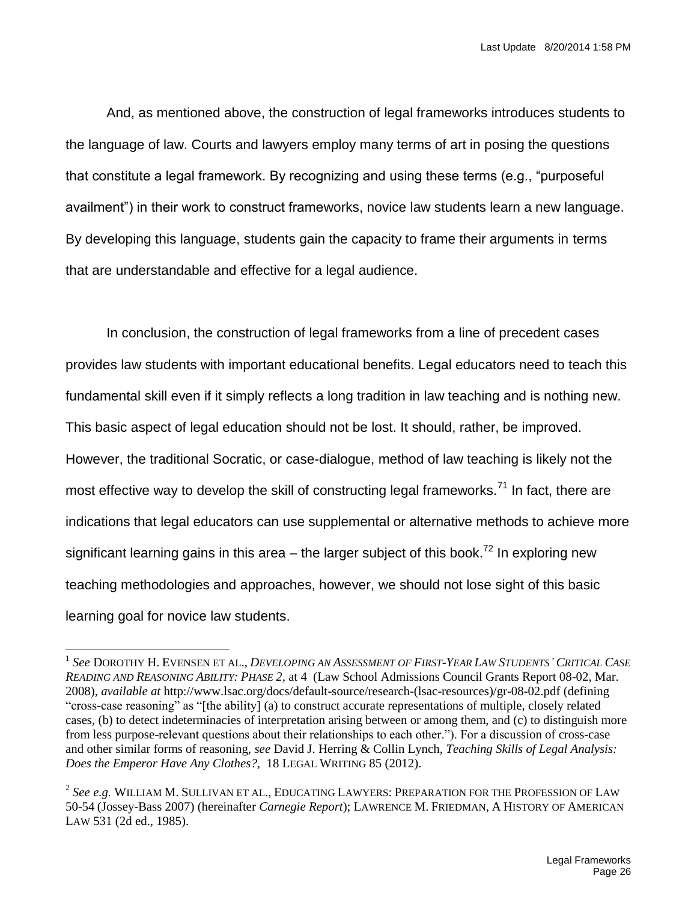And, as mentioned above, the construction of legal frameworks introduces students to the language of law. Courts and lawyers employ many terms of art in posing the questions that constitute a legal framework. By recognizing and using these terms (e.g., "purposeful availment") in their work to construct frameworks, novice law students learn a new language. By developing this language, students gain the capacity to frame their arguments in terms that are understandable and effective for a legal audience.

In conclusion, the construction of legal frameworks from a line of precedent cases provides law students with important educational benefits. Legal educators need to teach this fundamental skill even if it simply reflects a long tradition in law teaching and is nothing new. This basic aspect of legal education should not be lost. It should, rather, be improved. However, the traditional Socratic, or case-dialogue, method of law teaching is likely not the most effective way to develop the skill of constructing legal frameworks.[71] In fact, there are indications that legal educators can use supplemental or alternative methods to achieve more significant learning gains in this area – the larger subject of this book.[72] In exploring new teaching methodologies and approaches, however, we should not lose sight of this basic learning goal for novice law students.

---

[1] *See* DOROTHY H. EVENSEN ET AL., *DEVELOPING AN ASSESSMENT OF FIRST-YEAR LAW STUDENTS' CRITICAL CASE READING AND REASONING ABILITY: PHASE 2*, at 4 (Law School Admissions Council Grants Report 08-02, Mar. 2008), *available at* http://www.lsac.org/docs/default-source/research-(lsac-resources)/gr-08-02.pdf (defining "cross-case reasoning" as "[the ability] (a) to construct accurate representations of multiple, closely related cases, (b) to detect indeterminacies of interpretation arising between or among them, and (c) to distinguish more from less purpose-relevant questions about their relationships to each other."). For a discussion of cross-case and other similar forms of reasoning, *see* David J. Herring & Collin Lynch, *Teaching Skills of Legal Analysis: Does the Emperor Have Any Clothes?*, 18 LEGAL WRITING 85 (2012).

[2] *See e.g.* WILLIAM M. SULLIVAN ET AL., EDUCATING LAWYERS: PREPARATION FOR THE PROFESSION OF LAW 50-54 (Jossey-Bass 2007) (hereinafter *Carnegie Report*); LAWRENCE M. FRIEDMAN, A HISTORY OF AMERICAN LAW 531 (2d ed., 1985).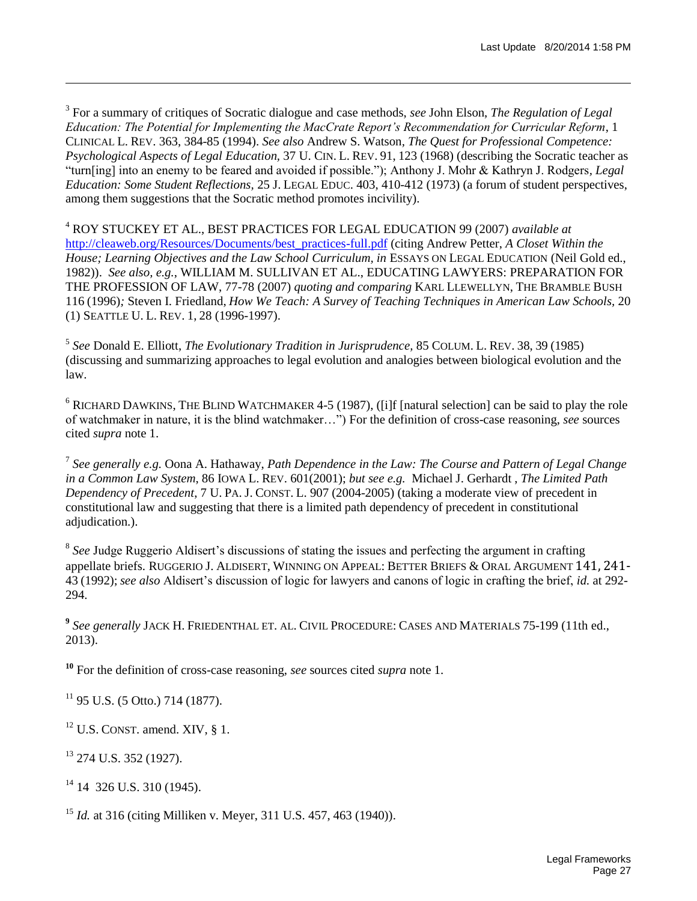[3] For a summary of critiques of Socratic dialogue and case methods, *see* John Elson, *The Regulation of Legal Education: The Potential for Implementing the MacCrate Report's Recommendation for Curricular Reform*, 1 CLINICAL L. REV. 363, 384-85 (1994). *See also* Andrew S. Watson, *The Quest for Professional Competence: Psychological Aspects of Legal Education,* 37 U. CIN. L. REV. 91, 123 (1968) (describing the Socratic teacher as "turn[ing] into an enemy to be feared and avoided if possible."); Anthony J. Mohr & Kathryn J. Rodgers, *Legal Education: Some Student Reflections,* 25 J. LEGAL EDUC. 403, 410-412 (1973) (a forum of student perspectives, among them suggestions that the Socratic method promotes incivility).

[4] ROY STUCKEY ET AL., BEST PRACTICES FOR LEGAL EDUCATION 99 (2007) *available at* http://cleaweb.org/Resources/Documents/best_practices-full.pdf (citing Andrew Petter, *A Closet Within the House; Learning Objectives and the Law School Curriculum, in* ESSAYS ON LEGAL EDUCATION (Neil Gold ed., 1982)). *See also, e.g.*, WILLIAM M. SULLIVAN ET AL., EDUCATING LAWYERS: PREPARATION FOR THE PROFESSION OF LAW, 77-78 (2007) *quoting and comparing* KARL LLEWELLYN, THE BRAMBLE BUSH 116 (1996)*;* Steven I. Friedland, *How We Teach: A Survey of Teaching Techniques in American Law Schools,* 20 (1) SEATTLE U. L. REV. 1, 28 (1996-1997).

[5] *See* Donald E. Elliott, *The Evolutionary Tradition in Jurisprudence,* 85 COLUM. L. REV. 38, 39 (1985) (discussing and summarizing approaches to legal evolution and analogies between biological evolution and the law.

[6] RICHARD DAWKINS, THE BLIND WATCHMAKER 4-5 (1987), ([i]f [natural selection] can be said to play the role of watchmaker in nature, it is the blind watchmaker…") For the definition of cross-case reasoning, *see* sources cited *supra* note 1.

[7] *See generally e.g.* Oona A. Hathaway, *Path Dependence in the Law: The Course and Pattern of Legal Change in a Common Law System*, 86 IOWA L. REV. 601(2001); *but see e.g.* Michael J. Gerhardt , *The Limited Path Dependency of Precedent,* 7 U. PA. J. CONST. L. 907 (2004-2005) (taking a moderate view of precedent in constitutional law and suggesting that there is a limited path dependency of precedent in constitutional adjudication.).

[8] *See* Judge Ruggerio Aldisert's discussions of stating the issues and perfecting the argument in crafting appellate briefs. RUGGERIO J. ALDISERT, WINNING ON APPEAL: BETTER BRIEFS & ORAL ARGUMENT 141, 241-43 (1992); *see also* Aldisert's discussion of logic for lawyers and canons of logic in crafting the brief, *id.* at 292-294.

**[9]** *See generally* JACK H. FRIEDENTHAL ET. AL. CIVIL PROCEDURE: CASES AND MATERIALS 75-199 (11th ed., 2013).

**[10]** For the definition of cross-case reasoning, *see* sources cited *supra* note 1.

[11] 95 U.S. (5 Otto.) 714 (1877).

[12] U.S. CONST. amend. XIV, § 1.

[13] 274 U.S. 352 (1927).

[14] 14 326 U.S. 310 (1945).

[15] *Id.* at 316 (citing Milliken v. Meyer, 311 U.S. 457, 463 (1940)).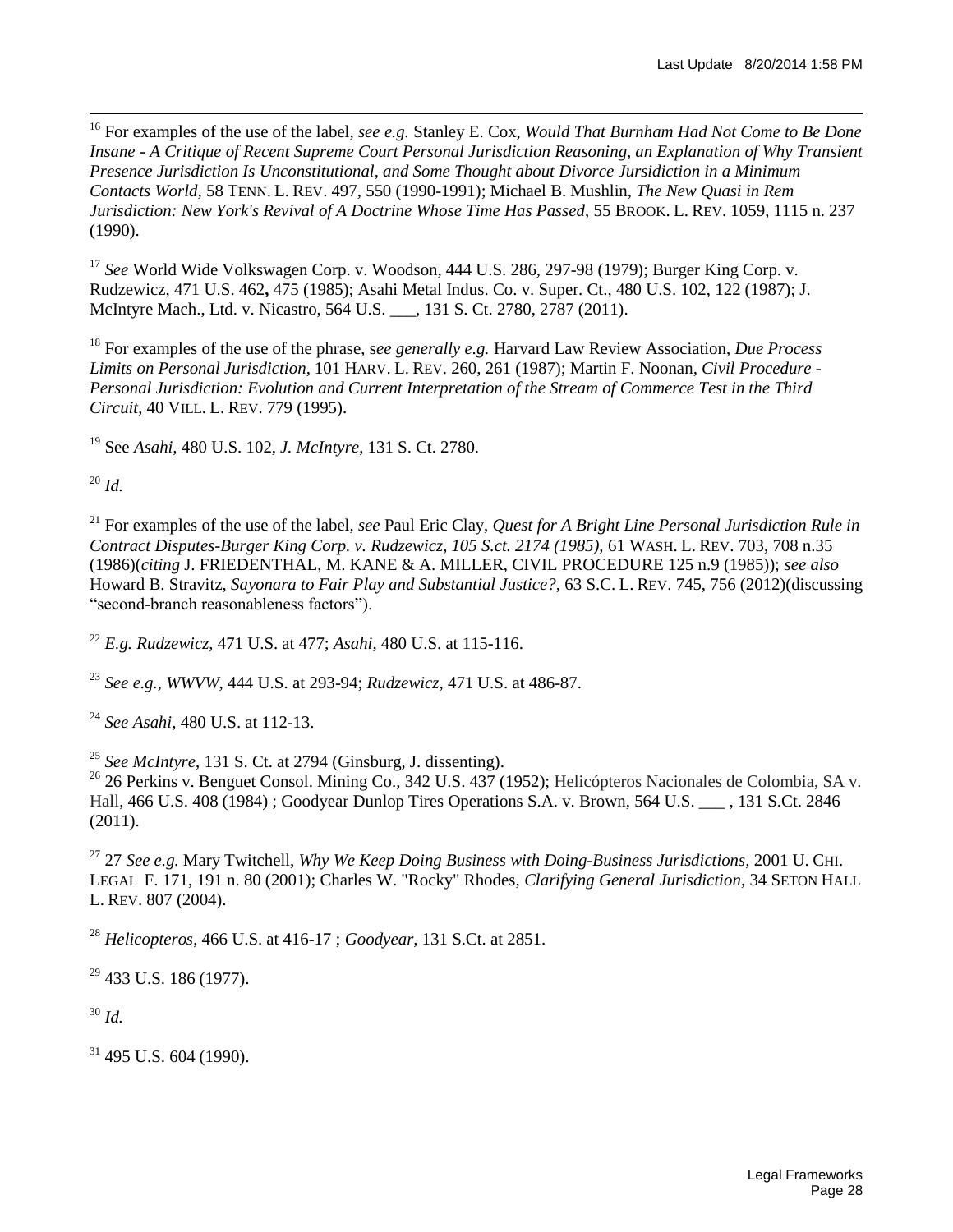[16] For examples of the use of the label, *see e.g.* Stanley E. Cox, *Would That Burnham Had Not Come to Be Done Insane - A Critique of Recent Supreme Court Personal Jurisdiction Reasoning, an Explanation of Why Transient Presence Jurisdiction Is Unconstitutional, and Some Thought about Divorce Jursidiction in a Minimum Contacts World,* 58 TENN. L. REV. 497, 550 (1990-1991); Michael B. Mushlin, *The New Quasi in Rem Jurisdiction: New York's Revival of A Doctrine Whose Time Has Passed*, 55 BROOK. L. REV. 1059, 1115 n. 237 (1990).

[17] *See* World Wide Volkswagen Corp. v. Woodson, 444 U.S. 286, 297-98 (1979); Burger King Corp. v. Rudzewicz, 471 U.S. 462**,** 475 (1985); Asahi Metal Indus. Co. v. Super. Ct., 480 U.S. 102, 122 (1987); J. McIntyre Mach., Ltd. v. Nicastro, 564 U.S. ___, 131 S. Ct. 2780, 2787 (2011).

[18] For examples of the use of the phrase, s*ee generally e.g.* Harvard Law Review Association, *Due Process Limits on Personal Jurisdiction*, 101 HARV. L. REV. 260, 261 (1987); Martin F. Noonan, *Civil Procedure - Personal Jurisdiction: Evolution and Current Interpretation of the Stream of Commerce Test in the Third Circuit*, 40 VILL. L. REV. 779 (1995).

[19] See *Asahi*, 480 U.S. 102, *J. McIntyre*, 131 S. Ct. 2780.

[20] *Id.*

[21] For examples of the use of the label, *see* Paul Eric Clay, *Quest for A Bright Line Personal Jurisdiction Rule in Contract Disputes-Burger King Corp. v. Rudzewicz, 105 S.ct. 2174 (1985),* 61 WASH. L. REV. 703, 708 n.35 (1986)(*citing* J. FRIEDENTHAL, M. KANE & A. MILLER, CIVIL PROCEDURE 125 n.9 (1985)); *see also* Howard B. Stravitz, *Sayonara to Fair Play and Substantial Justice?*, 63 S.C. L. REV. 745, 756 (2012)(discussing "second-branch reasonableness factors").

[22] *E.g. Rudzewicz*, 471 U.S. at 477; *Asahi*, 480 U.S. at 115-116.

[23] *See e.g.*, *WWVW*, 444 U.S. at 293-94; *Rudzewicz*, 471 U.S. at 486-87.

[24] *See Asahi,* 480 U.S. at 112-13.

[25] *See McIntyre*, 131 S. Ct. at 2794 (Ginsburg, J. dissenting).

[26] 26 Perkins v. Benguet Consol. Mining Co., 342 U.S. 437 (1952); Helicópteros Nacionales de Colombia, SA v. Hall, 466 U.S. 408 (1984) ; Goodyear Dunlop Tires Operations S.A. v. Brown, 564 U.S. ___ , 131 S.Ct. 2846 (2011).

[27] 27 *See e.g.* Mary Twitchell, *Why We Keep Doing Business with Doing-Business Jurisdictions,* 2001 U. CHI. LEGAL F. 171, 191 n. 80 (2001); Charles W. "Rocky" Rhodes, *Clarifying General Jurisdiction,* 34 SETON HALL L. REV. 807 (2004).

[28] *Helicopteros*, 466 U.S. at 416-17 ; *Goodyear,* 131 S.Ct. at 2851.

[29] 433 U.S. 186 (1977).

[30] *Id.*

[31] 495 U.S. 604 (1990).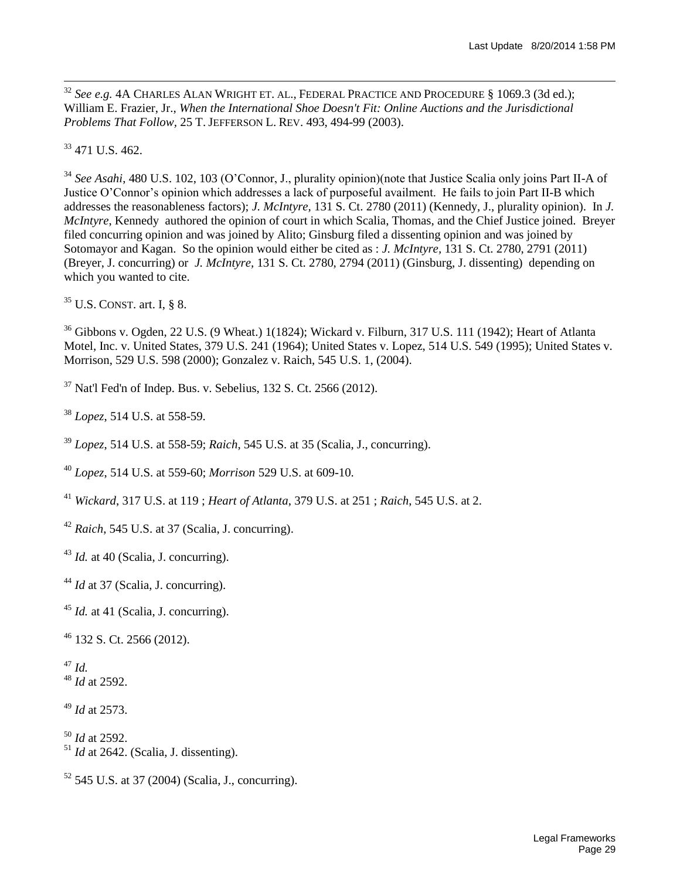[32] *See e.g.* 4A CHARLES ALAN WRIGHT ET. AL., FEDERAL PRACTICE AND PROCEDURE § 1069.3 (3d ed.); William E. Frazier, Jr., *When the International Shoe Doesn't Fit: Online Auctions and the Jurisdictional Problems That Follow*, 25 T. JEFFERSON L. REV. 493, 494-99 (2003).

[33] 471 U.S. 462.

[34] *See Asahi*, 480 U.S. 102, 103 (O'Connor, J., plurality opinion)(note that Justice Scalia only joins Part II-A of Justice O'Connor's opinion which addresses a lack of purposeful availment. He fails to join Part II-B which addresses the reasonableness factors); *J. McIntyre*, 131 S. Ct. 2780 (2011) (Kennedy, J., plurality opinion). In *J. McIntyre*, Kennedy authored the opinion of court in which Scalia, Thomas, and the Chief Justice joined. Breyer filed concurring opinion and was joined by Alito; Ginsburg filed a dissenting opinion and was joined by Sotomayor and Kagan. So the opinion would either be cited as : *J. McIntyre*, 131 S. Ct. 2780, 2791 (2011) (Breyer, J. concurring) or *J. McIntyre*, 131 S. Ct. 2780, 2794 (2011) (Ginsburg, J. dissenting) depending on which you wanted to cite.

[35] U.S. CONST. art. I, § 8.

[36] Gibbons v. Ogden, 22 U.S. (9 Wheat.) 1(1824); Wickard v. Filburn, 317 U.S. 111 (1942); Heart of Atlanta Motel, Inc. v. United States, 379 U.S. 241 (1964); United States v. Lopez, 514 U.S. 549 (1995); United States v. Morrison, 529 U.S. 598 (2000); Gonzalez v. Raich, 545 U.S. 1, (2004).

[37] Nat'l Fed'n of Indep. Bus. v. Sebelius, 132 S. Ct. 2566 (2012).

[38] *Lopez*, 514 U.S. at 558-59.

[39] *Lopez*, 514 U.S. at 558-59; *Raich*, 545 U.S. at 35 (Scalia, J., concurring).

[40] *Lopez*, 514 U.S. at 559-60; *Morrison* 529 U.S. at 609-10.

[41] *Wickard*, 317 U.S. at 119 ; *Heart of Atlanta*, 379 U.S. at 251 ; *Raich*, 545 U.S. at 2.

[42] *Raich*, 545 U.S. at 37 (Scalia, J. concurring).

[43] *Id.* at 40 (Scalia, J. concurring).

[44] *Id* at 37 (Scalia, J. concurring).

[45] *Id.* at 41 (Scalia, J. concurring).

[46] 132 S. Ct. 2566 (2012).

[47] *Id.*

[48] *Id* at 2592.

[49] *Id* at 2573.

[50] *Id* at 2592.

[51] *Id* at 2642. (Scalia, J. dissenting).

[52] 545 U.S. at 37 (2004) (Scalia, J., concurring).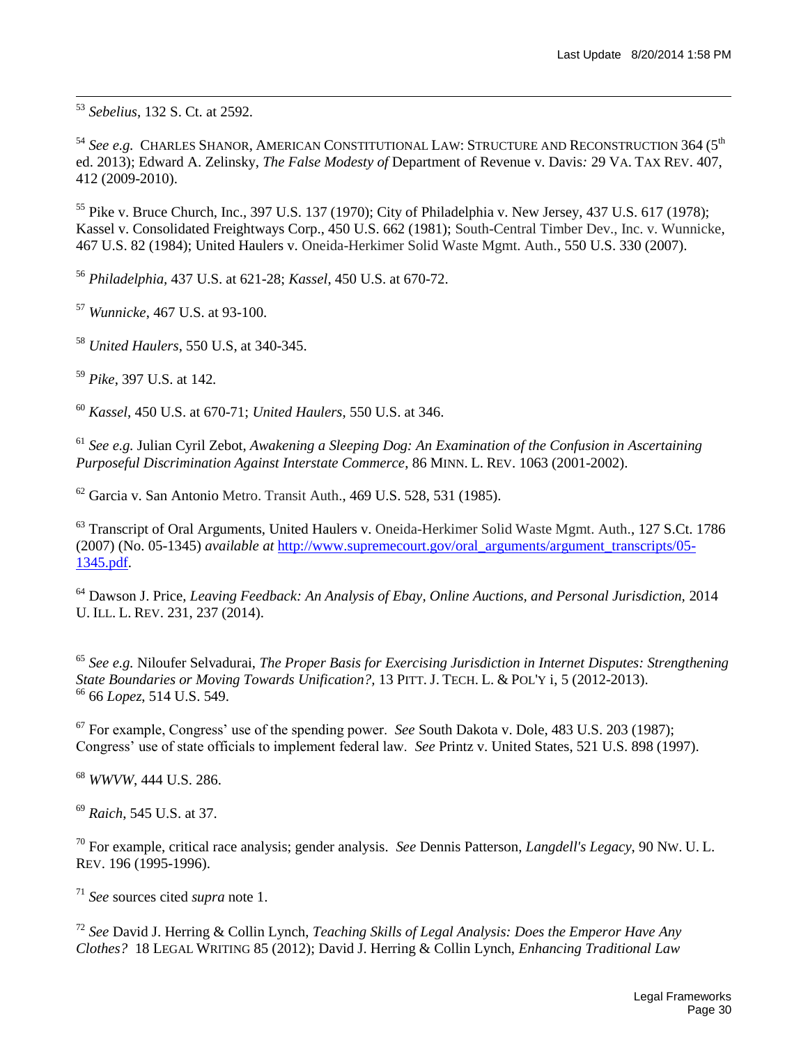[53] *Sebelius*, 132 S. Ct. at 2592.

[54] *See e.g.* CHARLES SHANOR, AMERICAN CONSTITUTIONAL LAW: STRUCTURE AND RECONSTRUCTION 364 (5th ed. 2013); Edward A. Zelinsky, *The False Modesty of* Department of Revenue v. Davis*:* 29 VA. TAX REV. 407, 412 (2009-2010).

[55] Pike v. Bruce Church, Inc., 397 U.S. 137 (1970); City of Philadelphia v. New Jersey, 437 U.S. 617 (1978); Kassel v. Consolidated Freightways Corp., 450 U.S. 662 (1981); South-Central Timber Dev., Inc. v. Wunnicke, 467 U.S. 82 (1984); United Haulers v. Oneida-Herkimer Solid Waste Mgmt. Auth., 550 U.S. 330 (2007).

[56] *Philadelphia*, 437 U.S. at 621-28; *Kassel*, 450 U.S. at 670-72.

[57] *Wunnicke*, 467 U.S. at 93-100.

[58] *United Haulers*, 550 U.S, at 340-345.

[59] *Pike*, 397 U.S. at 142.

[60] *Kassel*, 450 U.S. at 670-71; *United Haulers*, 550 U.S. at 346.

[61] *See e.g.* Julian Cyril Zebot, *Awakening a Sleeping Dog: An Examination of the Confusion in Ascertaining Purposeful Discrimination Against Interstate Commerce*, 86 MINN. L. REV. 1063 (2001-2002).

[62] Garcia v. San Antonio Metro. Transit Auth., 469 U.S. 528, 531 (1985).

[63] Transcript of Oral Arguments, United Haulers v. Oneida-Herkimer Solid Waste Mgmt. Auth., 127 S.Ct. 1786 (2007) (No. 05-1345) *available at* [http://www.supremecourt.gov/oral_arguments/argument_transcripts/05-1345.pdf](http://www.supremecourt.gov/oral_arguments/argument_transcripts/05-1345.pdf).

[64] Dawson J. Price, *Leaving Feedback: An Analysis of Ebay, Online Auctions, and Personal Jurisdiction,* 2014 U. ILL. L. REV. 231, 237 (2014).

[65] *See e.g.* Niloufer Selvadurai, *The Proper Basis for Exercising Jurisdiction in Internet Disputes: Strengthening State Boundaries or Moving Towards Unification?,* 13 PITT. J. TECH. L. & POL'Y i, 5 (2012-2013).

[66] 66 *Lopez*, 514 U.S. 549.

[67] For example, Congress' use of the spending power. *See* South Dakota v. Dole, 483 U.S. 203 (1987); Congress' use of state officials to implement federal law. *See* Printz v. United States, 521 U.S. 898 (1997).

[68] *WWVW*, 444 U.S. 286.

[69] *Raich*, 545 U.S. at 37.

[70] For example, critical race analysis; gender analysis. *See* Dennis Patterson, *Langdell's Legacy*, 90 NW. U. L. REV. 196 (1995-1996).

[71] *See* sources cited *supra* note 1.

[72] *See* David J. Herring & Collin Lynch, *Teaching Skills of Legal Analysis: Does the Emperor Have Any Clothes?* 18 LEGAL WRITING 85 (2012); David J. Herring & Collin Lynch, *Enhancing Traditional Law*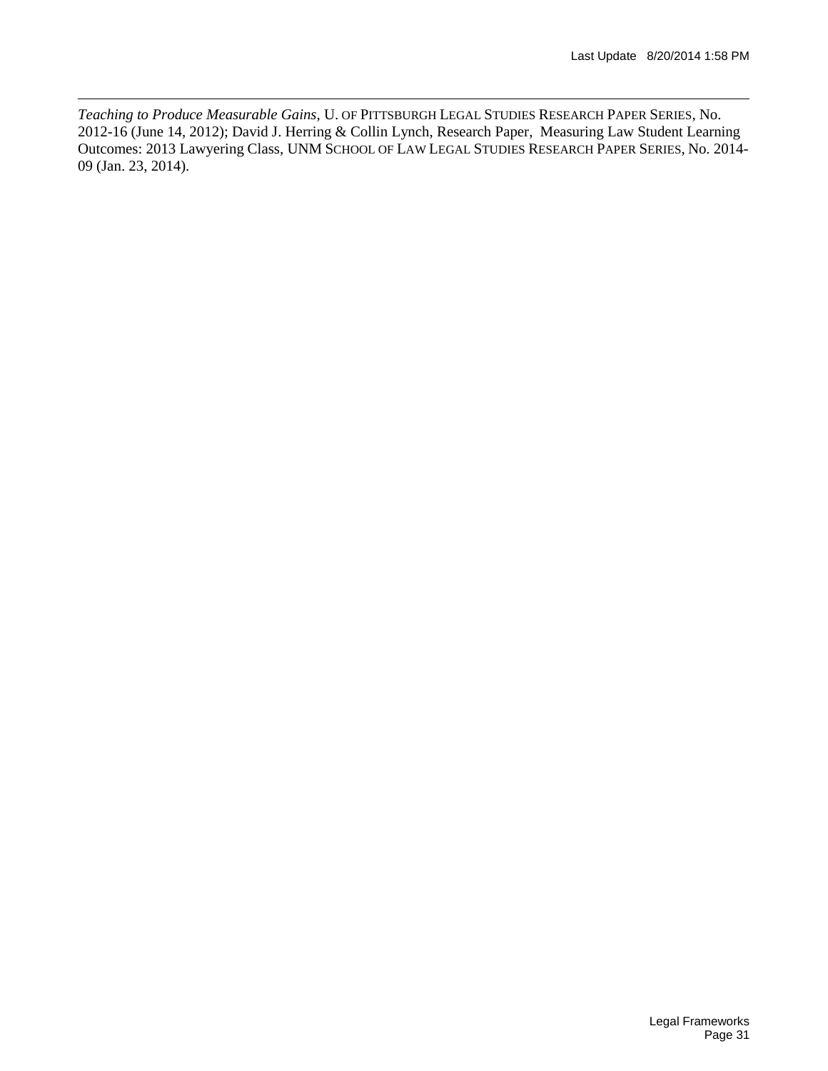*Teaching to Produce Measurable Gains*, U. OF PITTSBURGH LEGAL STUDIES RESEARCH PAPER SERIES, No. 2012-16 (June 14, 2012); David J. Herring & Collin Lynch, Research Paper, Measuring Law Student Learning Outcomes: 2013 Lawyering Class, UNM SCHOOL OF LAW LEGAL STUDIES RESEARCH PAPER SERIES, No. 2014-09 (Jan. 23, 2014).